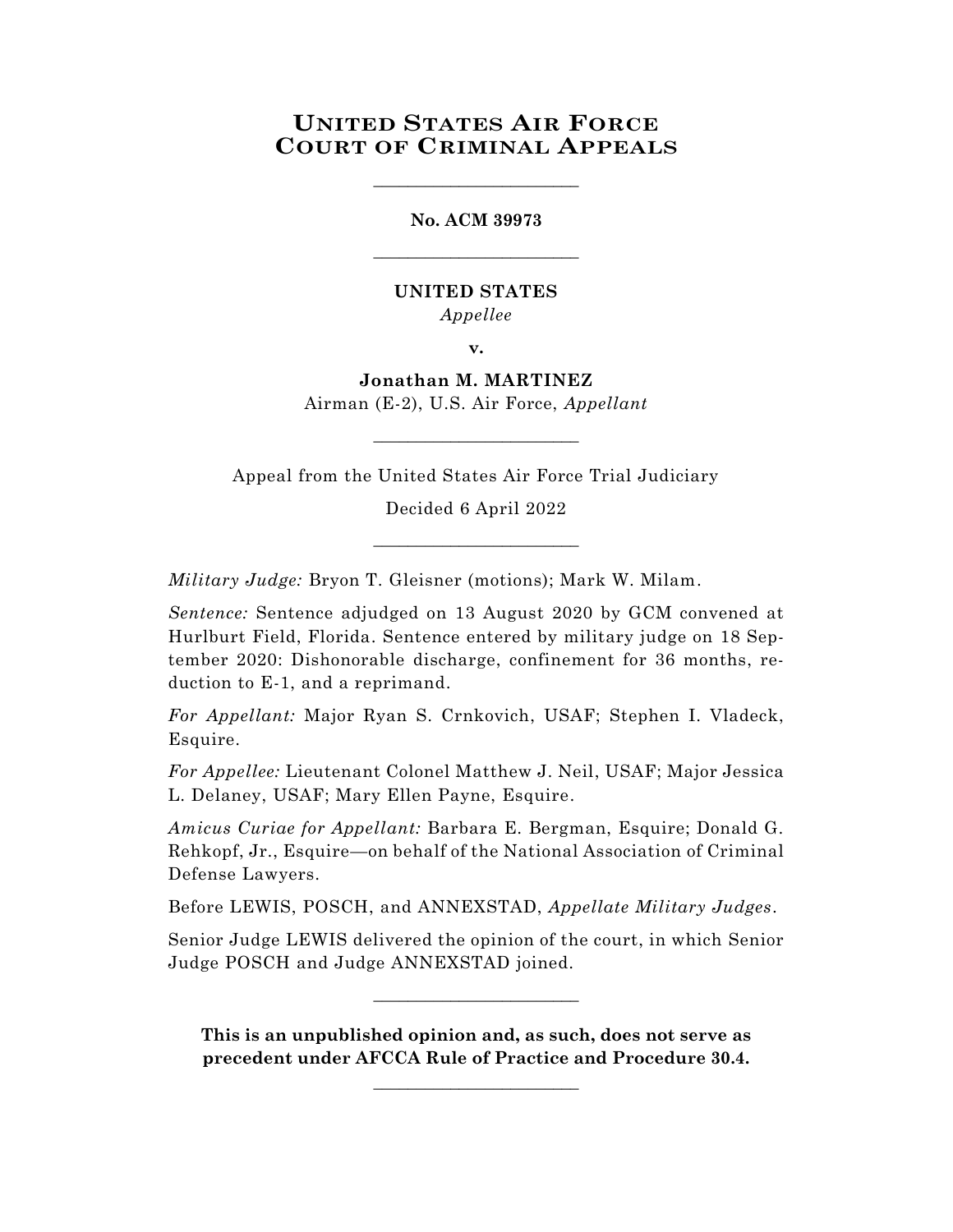# United States Air Force Court of Criminal Appeals

________________________

**No. ACM 39973**

________________________

**UNITED STATES**

*Appellee*

**v.**

**Jonathan M. MARTINEZ**

Airman (E-2), U.S. Air Force, *Appellant*

________________________

Appeal from the United States Air Force Trial Judiciary

Decided 6 April 2022

________________________

*Military Judge:* Bryon T. Gleisner (motions); Mark W. Milam.

*Sentence:* Sentence adjudged on 13 August 2020 by GCM convened at Hurlburt Field, Florida. Sentence entered by military judge on 18 September 2020: Dishonorable discharge, confinement for 36 months, reduction to E-1, and a reprimand.

*For Appellant:* Major Ryan S. Crnkovich, USAF; Stephen I. Vladeck, Esquire.

*For Appellee:* Lieutenant Colonel Matthew J. Neil, USAF; Major Jessica L. Delaney, USAF; Mary Ellen Payne, Esquire.

*Amicus Curiae for Appellant:* Barbara E. Bergman, Esquire; Donald G. Rehkopf, Jr., Esquire—on behalf of the National Association of Criminal Defense Lawyers.

Before LEWIS, POSCH, and ANNEXSTAD, *Appellate Military Judges*.

Senior Judge LEWIS delivered the opinion of the court, in which Senior Judge POSCH and Judge ANNEXSTAD joined.

________________________

**This is an unpublished opinion and, as such, does not serve as precedent under AFCCA Rule of Practice and Procedure 30.4.**

________________________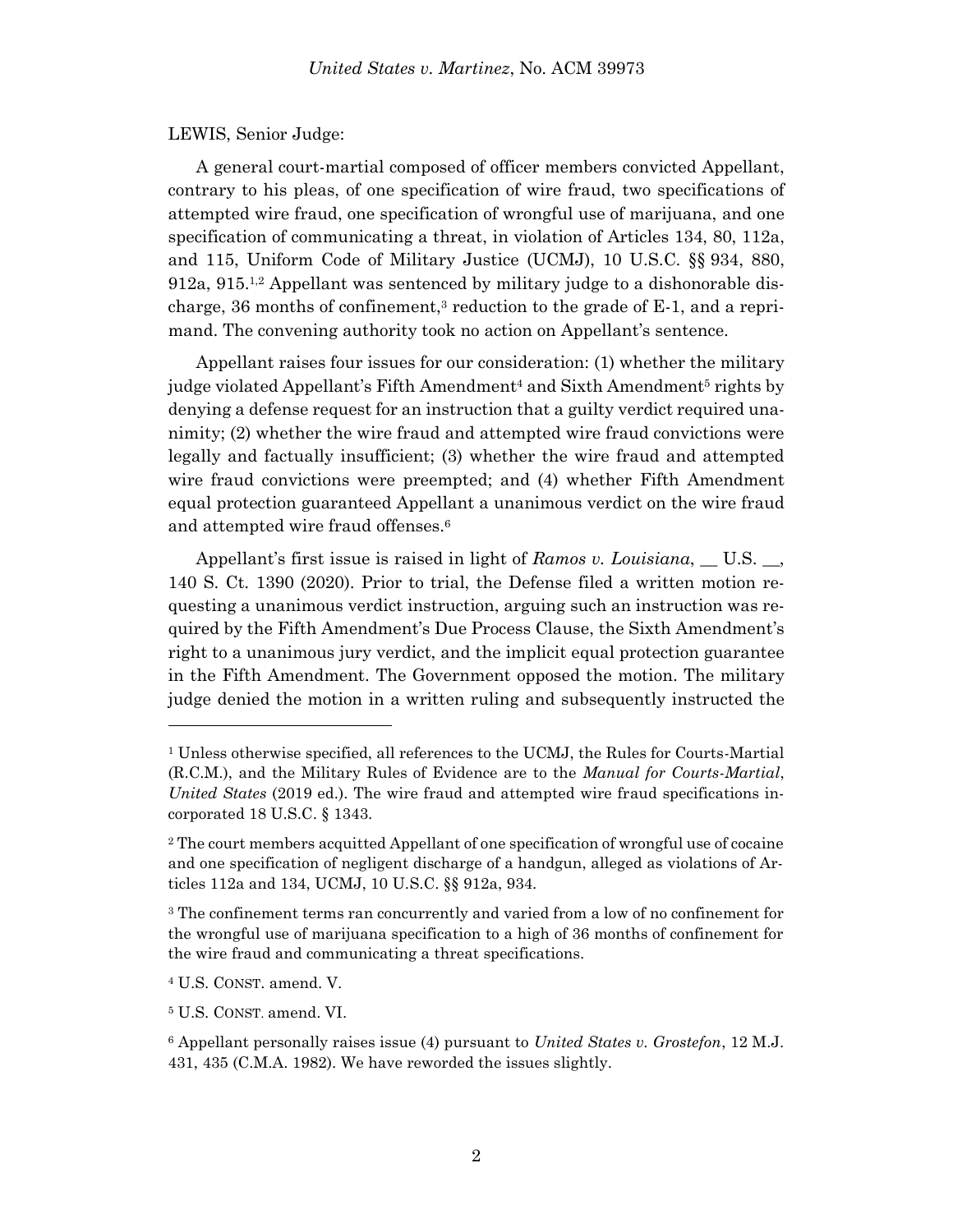LEWIS, Senior Judge:

A general court-martial composed of officer members convicted Appellant, contrary to his pleas, of one specification of wire fraud, two specifications of attempted wire fraud, one specification of wrongful use of marijuana, and one specification of communicating a threat, in violation of Articles 134, 80, 112a, and 115, Uniform Code of Military Justice (UCMJ), 10 U.S.C. §§ 934, 880, 912a, 915.[1,2] Appellant was sentenced by military judge to a dishonorable discharge, 36 months of confinement,[3] reduction to the grade of E-1, and a reprimand. The convening authority took no action on Appellant's sentence.

Appellant raises four issues for our consideration: (1) whether the military judge violated Appellant's Fifth Amendment[4] and Sixth Amendment[5] rights by denying a defense request for an instruction that a guilty verdict required unanimity; (2) whether the wire fraud and attempted wire fraud convictions were legally and factually insufficient; (3) whether the wire fraud and attempted wire fraud convictions were preempted; and (4) whether Fifth Amendment equal protection guaranteed Appellant a unanimous verdict on the wire fraud and attempted wire fraud offenses.[6]

Appellant's first issue is raised in light of *Ramos v. Louisiana*, __ U.S. __, 140 S. Ct. 1390 (2020). Prior to trial, the Defense filed a written motion requesting a unanimous verdict instruction, arguing such an instruction was required by the Fifth Amendment's Due Process Clause, the Sixth Amendment's right to a unanimous jury verdict, and the implicit equal protection guarantee in the Fifth Amendment. The Government opposed the motion. The military judge denied the motion in a written ruling and subsequently instructed the

---

[1] Unless otherwise specified, all references to the UCMJ, the Rules for Courts-Martial (R.C.M.), and the Military Rules of Evidence are to the *Manual for Courts-Martial, United States* (2019 ed.). The wire fraud and attempted wire fraud specifications incorporated 18 U.S.C. § 1343.

[2] The court members acquitted Appellant of one specification of wrongful use of cocaine and one specification of negligent discharge of a handgun, alleged as violations of Articles 112a and 134, UCMJ, 10 U.S.C. §§ 912a, 934.

[3] The confinement terms ran concurrently and varied from a low of no confinement for the wrongful use of marijuana specification to a high of 36 months of confinement for the wire fraud and communicating a threat specifications.

[4] U.S. CONST. amend. V.

[5] U.S. CONST. amend. VI.

[6] Appellant personally raises issue (4) pursuant to *United States v. Grostefon*, 12 M.J. 431, 435 (C.M.A. 1982). We have reworded the issues slightly.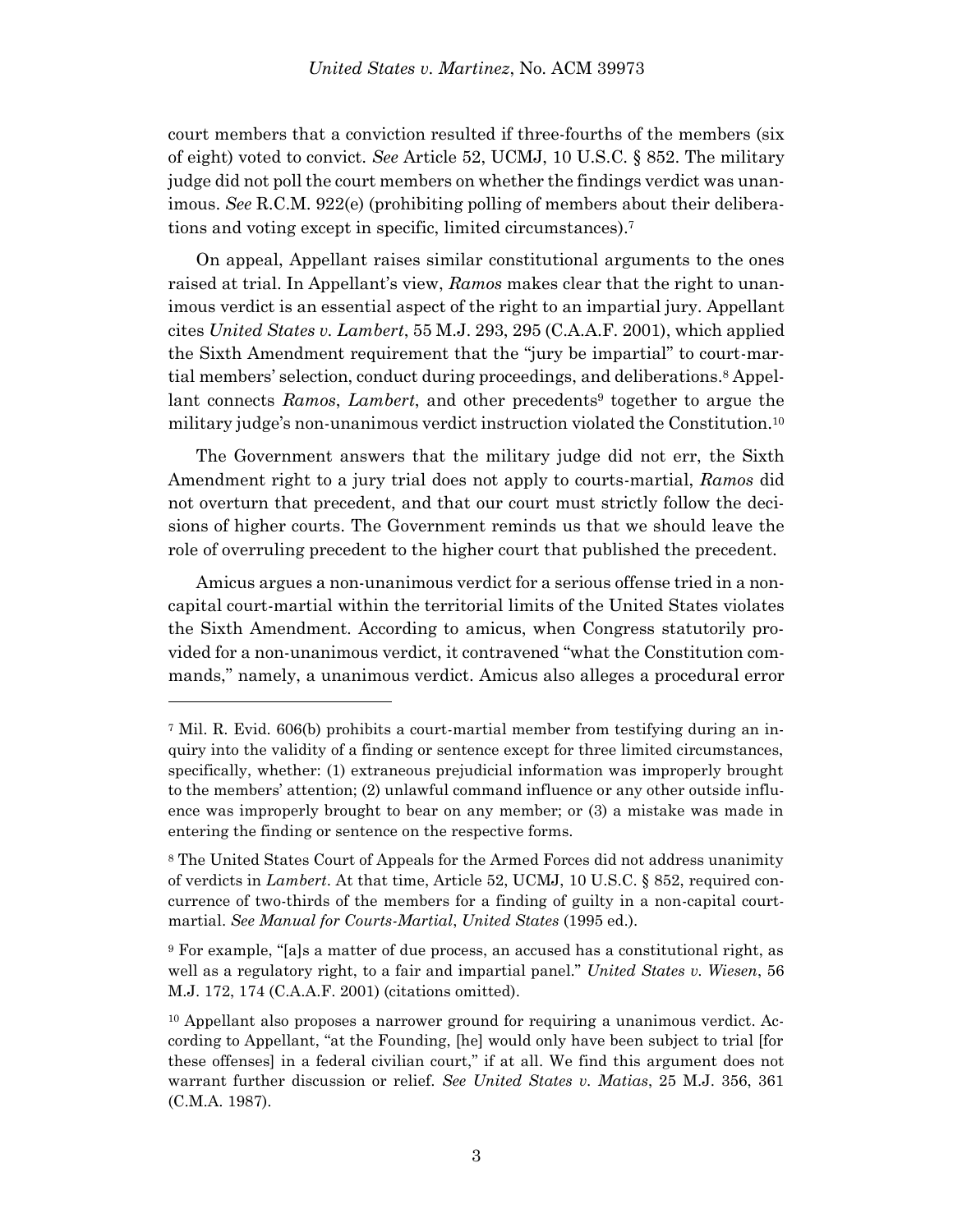court members that a conviction resulted if three-fourths of the members (six of eight) voted to convict. *See* Article 52, UCMJ, 10 U.S.C. § 852. The military judge did not poll the court members on whether the findings verdict was unanimous. *See* R.C.M. 922(e) (prohibiting polling of members about their deliberations and voting except in specific, limited circumstances).[7]

On appeal, Appellant raises similar constitutional arguments to the ones raised at trial. In Appellant's view, *Ramos* makes clear that the right to unanimous verdict is an essential aspect of the right to an impartial jury. Appellant cites *United States v. Lambert*, 55 M.J. 293, 295 (C.A.A.F. 2001), which applied the Sixth Amendment requirement that the "jury be impartial" to court-martial members' selection, conduct during proceedings, and deliberations.[8] Appellant connects *Ramos*, *Lambert*, and other precedents[9] together to argue the military judge's non-unanimous verdict instruction violated the Constitution.[10]

The Government answers that the military judge did not err, the Sixth Amendment right to a jury trial does not apply to courts-martial, *Ramos* did not overturn that precedent, and that our court must strictly follow the decisions of higher courts. The Government reminds us that we should leave the role of overruling precedent to the higher court that published the precedent.

Amicus argues a non-unanimous verdict for a serious offense tried in a non-capital court-martial within the territorial limits of the United States violates the Sixth Amendment. According to amicus, when Congress statutorily provided for a non-unanimous verdict, it contravened "what the Constitution commands," namely, a unanimous verdict. Amicus also alleges a procedural error

---

[7] Mil. R. Evid. 606(b) prohibits a court-martial member from testifying during an inquiry into the validity of a finding or sentence except for three limited circumstances, specifically, whether: (1) extraneous prejudicial information was improperly brought to the members' attention; (2) unlawful command influence or any other outside influence was improperly brought to bear on any member; or (3) a mistake was made in entering the finding or sentence on the respective forms.

[8] The United States Court of Appeals for the Armed Forces did not address unanimity of verdicts in *Lambert*. At that time, Article 52, UCMJ, 10 U.S.C. § 852, required concurrence of two-thirds of the members for a finding of guilty in a non-capital court-martial. *See Manual for Courts-Martial*, *United States* (1995 ed.).

[9] For example, "[a]s a matter of due process, an accused has a constitutional right, as well as a regulatory right, to a fair and impartial panel." *United States v. Wiesen*, 56 M.J. 172, 174 (C.A.A.F. 2001) (citations omitted).

[10] Appellant also proposes a narrower ground for requiring a unanimous verdict. According to Appellant, "at the Founding, [he] would only have been subject to trial [for these offenses] in a federal civilian court," if at all. We find this argument does not warrant further discussion or relief. *See United States v. Matias*, 25 M.J. 356, 361 (C.M.A. 1987).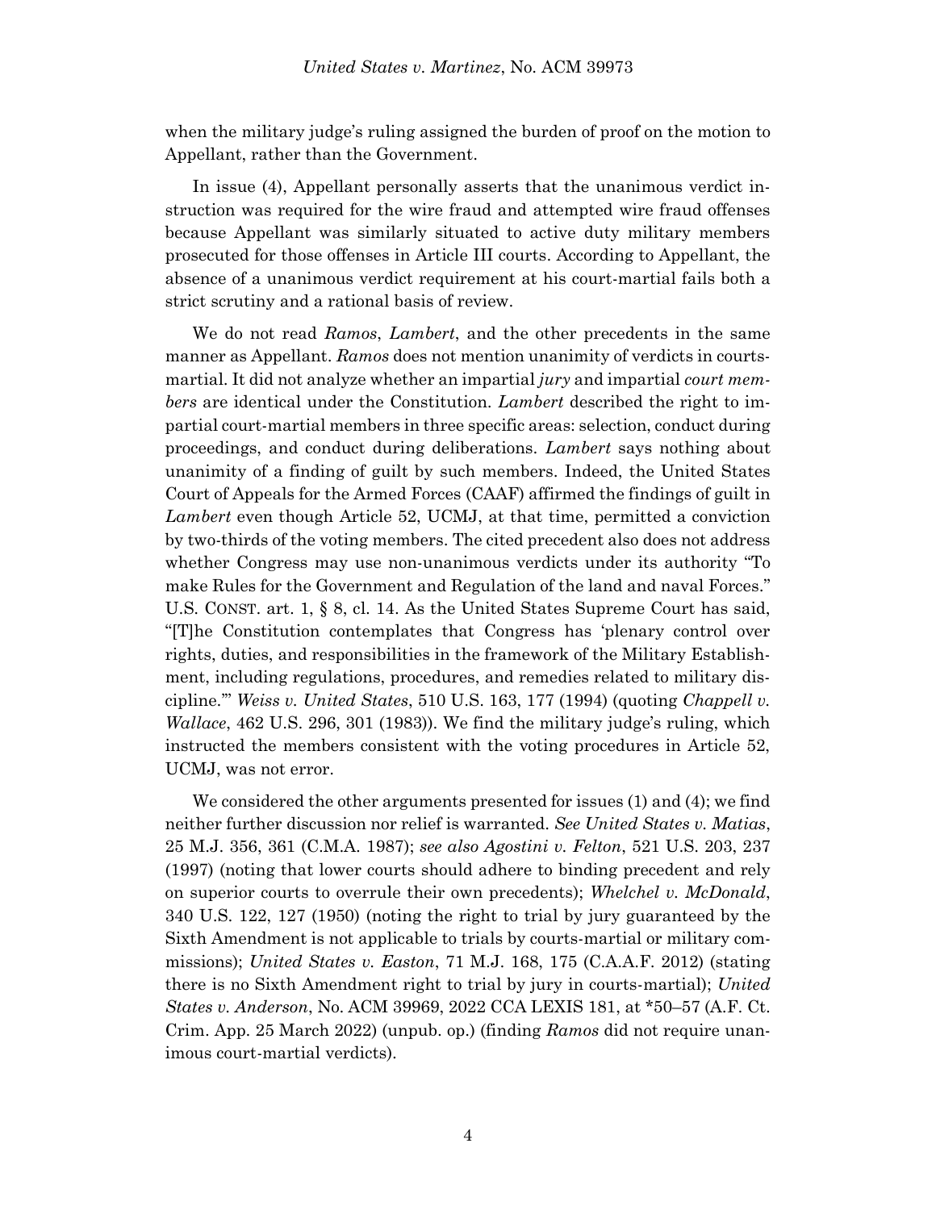when the military judge's ruling assigned the burden of proof on the motion to Appellant, rather than the Government.

In issue (4), Appellant personally asserts that the unanimous verdict instruction was required for the wire fraud and attempted wire fraud offenses because Appellant was similarly situated to active duty military members prosecuted for those offenses in Article III courts. According to Appellant, the absence of a unanimous verdict requirement at his court-martial fails both a strict scrutiny and a rational basis of review.

We do not read *Ramos*, *Lambert*, and the other precedents in the same manner as Appellant. *Ramos* does not mention unanimity of verdicts in courts-martial. It did not analyze whether an impartial *jury* and impartial *court members* are identical under the Constitution. *Lambert* described the right to impartial court-martial members in three specific areas: selection, conduct during proceedings, and conduct during deliberations. *Lambert* says nothing about unanimity of a finding of guilt by such members. Indeed, the United States Court of Appeals for the Armed Forces (CAAF) affirmed the findings of guilt in *Lambert* even though Article 52, UCMJ, at that time, permitted a conviction by two-thirds of the voting members. The cited precedent also does not address whether Congress may use non-unanimous verdicts under its authority "To make Rules for the Government and Regulation of the land and naval Forces." U.S. CONST. art. 1, § 8, cl. 14. As the United States Supreme Court has said, "[T]he Constitution contemplates that Congress has 'plenary control over rights, duties, and responsibilities in the framework of the Military Establishment, including regulations, procedures, and remedies related to military discipline.'" *Weiss v. United States*, 510 U.S. 163, 177 (1994) (quoting *Chappell v. Wallace*, 462 U.S. 296, 301 (1983)). We find the military judge's ruling, which instructed the members consistent with the voting procedures in Article 52, UCMJ, was not error.

We considered the other arguments presented for issues (1) and (4); we find neither further discussion nor relief is warranted. *See United States v. Matias*, 25 M.J. 356, 361 (C.M.A. 1987); *see also Agostini v. Felton*, 521 U.S. 203, 237 (1997) (noting that lower courts should adhere to binding precedent and rely on superior courts to overrule their own precedents); *Whelchel v. McDonald*, 340 U.S. 122, 127 (1950) (noting the right to trial by jury guaranteed by the Sixth Amendment is not applicable to trials by courts-martial or military commissions); *United States v. Easton*, 71 M.J. 168, 175 (C.A.A.F. 2012) (stating there is no Sixth Amendment right to trial by jury in courts-martial); *United States v. Anderson*, No. ACM 39969, 2022 CCA LEXIS 181, at *50–57 (A.F. Ct. Crim. App. 25 March 2022) (unpub. op.) (finding *Ramos* did not require unanimous court-martial verdicts).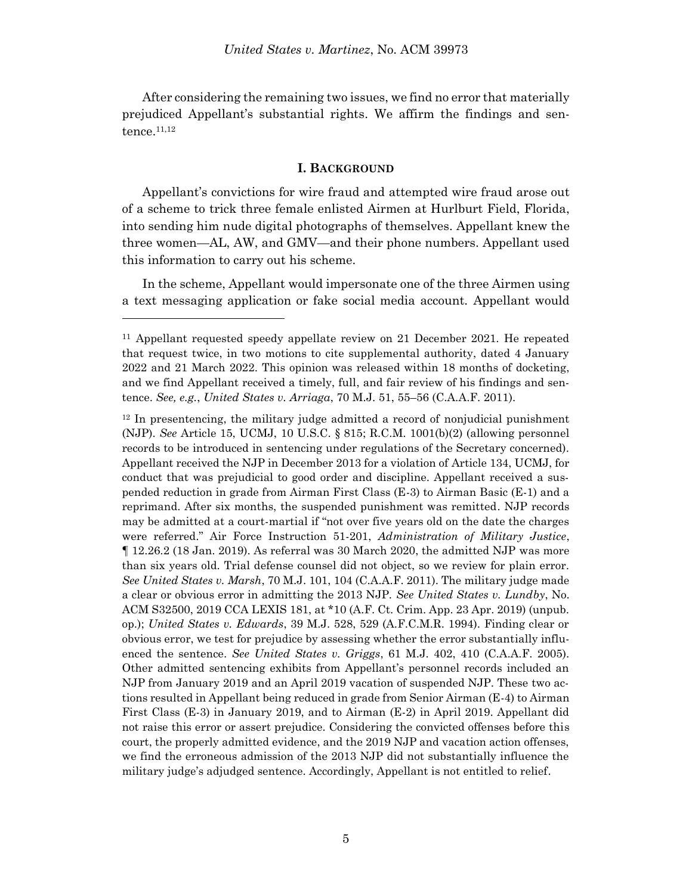After considering the remaining two issues, we find no error that materially prejudiced Appellant's substantial rights. We affirm the findings and sentence.[11,12]

## I. BACKGROUND

Appellant's convictions for wire fraud and attempted wire fraud arose out of a scheme to trick three female enlisted Airmen at Hurlburt Field, Florida, into sending him nude digital photographs of themselves. Appellant knew the three women—AL, AW, and GMV—and their phone numbers. Appellant used this information to carry out his scheme.

In the scheme, Appellant would impersonate one of the three Airmen using a text messaging application or fake social media account. Appellant would

---

[11] Appellant requested speedy appellate review on 21 December 2021. He repeated that request twice, in two motions to cite supplemental authority, dated 4 January 2022 and 21 March 2022. This opinion was released within 18 months of docketing, and we find Appellant received a timely, full, and fair review of his findings and sentence. *See, e.g.*, *United States v. Arriaga*, 70 M.J. 51, 55–56 (C.A.A.F. 2011).

[12] In presentencing, the military judge admitted a record of nonjudicial punishment (NJP). *See* Article 15, UCMJ, 10 U.S.C. § 815; R.C.M. 1001(b)(2) (allowing personnel records to be introduced in sentencing under regulations of the Secretary concerned). Appellant received the NJP in December 2013 for a violation of Article 134, UCMJ, for conduct that was prejudicial to good order and discipline. Appellant received a suspended reduction in grade from Airman First Class (E-3) to Airman Basic (E-1) and a reprimand. After six months, the suspended punishment was remitted. NJP records may be admitted at a court-martial if "not over five years old on the date the charges were referred." Air Force Instruction 51-201, *Administration of Military Justice*, ¶ 12.26.2 (18 Jan. 2019). As referral was 30 March 2020, the admitted NJP was more than six years old. Trial defense counsel did not object, so we review for plain error. *See United States v. Marsh*, 70 M.J. 101, 104 (C.A.A.F. 2011). The military judge made a clear or obvious error in admitting the 2013 NJP. *See United States v. Lundby*, No. ACM S32500, 2019 CCA LEXIS 181, at *10 (A.F. Ct. Crim. App. 23 Apr. 2019) (unpub. op.); *United States v. Edwards*, 39 M.J. 528, 529 (A.F.C.M.R. 1994). Finding clear or obvious error, we test for prejudice by assessing whether the error substantially influenced the sentence. *See United States v. Griggs*, 61 M.J. 402, 410 (C.A.A.F. 2005). Other admitted sentencing exhibits from Appellant's personnel records included an NJP from January 2019 and an April 2019 vacation of suspended NJP. These two actions resulted in Appellant being reduced in grade from Senior Airman (E-4) to Airman First Class (E-3) in January 2019, and to Airman (E-2) in April 2019. Appellant did not raise this error or assert prejudice. Considering the convicted offenses before this court, the properly admitted evidence, and the 2019 NJP and vacation action offenses, we find the erroneous admission of the 2013 NJP did not substantially influence the military judge's adjudged sentence. Accordingly, Appellant is not entitled to relief.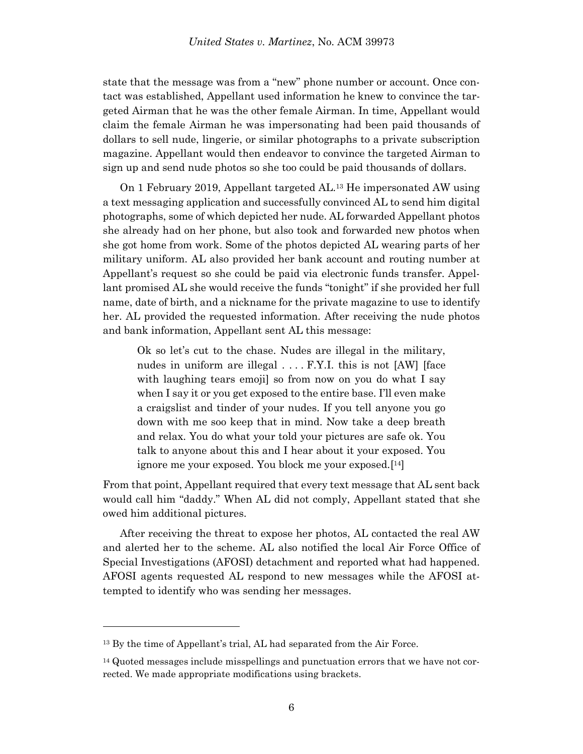state that the message was from a "new" phone number or account. Once contact was established, Appellant used information he knew to convince the targeted Airman that he was the other female Airman. In time, Appellant would claim the female Airman he was impersonating had been paid thousands of dollars to sell nude, lingerie, or similar photographs to a private subscription magazine. Appellant would then endeavor to convince the targeted Airman to sign up and send nude photos so she too could be paid thousands of dollars.

On 1 February 2019, Appellant targeted AL.[13] He impersonated AW using a text messaging application and successfully convinced AL to send him digital photographs, some of which depicted her nude. AL forwarded Appellant photos she already had on her phone, but also took and forwarded new photos when she got home from work. Some of the photos depicted AL wearing parts of her military uniform. AL also provided her bank account and routing number at Appellant's request so she could be paid via electronic funds transfer. Appellant promised AL she would receive the funds "tonight" if she provided her full name, date of birth, and a nickname for the private magazine to use to identify her. AL provided the requested information. After receiving the nude photos and bank information, Appellant sent AL this message:

> Ok so let's cut to the chase. Nudes are illegal in the military, nudes in uniform are illegal . . . . F.Y.I. this is not [AW] [face with laughing tears emoji] so from now on you do what I say when I say it or you get exposed to the entire base. I'll even make a craigslist and tinder of your nudes. If you tell anyone you go down with me soo keep that in mind. Now take a deep breath and relax. You do what your told your pictures are safe ok. You talk to anyone about this and I hear about it your exposed. You ignore me your exposed. You block me your exposed.[14]

From that point, Appellant required that every text message that AL sent back would call him "daddy." When AL did not comply, Appellant stated that she owed him additional pictures.

After receiving the threat to expose her photos, AL contacted the real AW and alerted her to the scheme. AL also notified the local Air Force Office of Special Investigations (AFOSI) detachment and reported what had happened. AFOSI agents requested AL respond to new messages while the AFOSI attempted to identify who was sending her messages.

---

[13] By the time of Appellant's trial, AL had separated from the Air Force.

[14] Quoted messages include misspellings and punctuation errors that we have not corrected. We made appropriate modifications using brackets.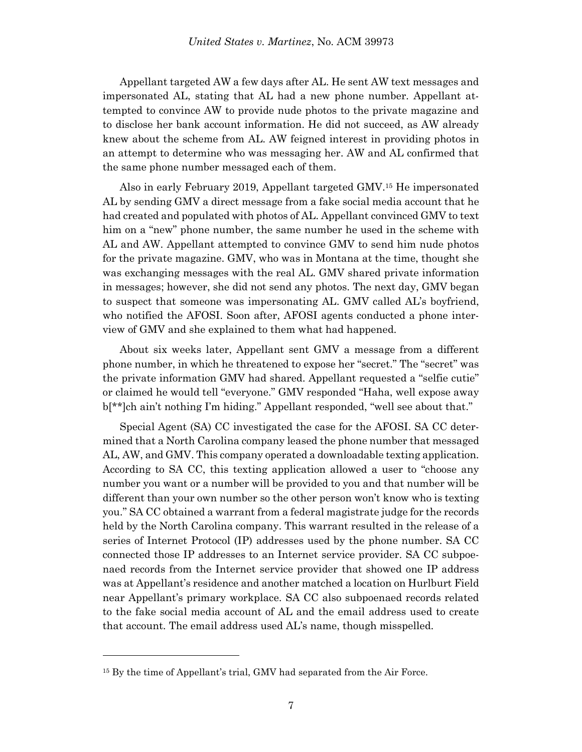Appellant targeted AW a few days after AL. He sent AW text messages and impersonated AL, stating that AL had a new phone number. Appellant attempted to convince AW to provide nude photos to the private magazine and to disclose her bank account information. He did not succeed, as AW already knew about the scheme from AL. AW feigned interest in providing photos in an attempt to determine who was messaging her. AW and AL confirmed that the same phone number messaged each of them.

Also in early February 2019, Appellant targeted GMV.[15] He impersonated AL by sending GMV a direct message from a fake social media account that he had created and populated with photos of AL. Appellant convinced GMV to text him on a "new" phone number, the same number he used in the scheme with AL and AW. Appellant attempted to convince GMV to send him nude photos for the private magazine. GMV, who was in Montana at the time, thought she was exchanging messages with the real AL. GMV shared private information in messages; however, she did not send any photos. The next day, GMV began to suspect that someone was impersonating AL. GMV called AL's boyfriend, who notified the AFOSI. Soon after, AFOSI agents conducted a phone interview of GMV and she explained to them what had happened.

About six weeks later, Appellant sent GMV a message from a different phone number, in which he threatened to expose her "secret." The "secret" was the private information GMV had shared. Appellant requested a "selfie cutie" or claimed he would tell "everyone." GMV responded "Haha, well expose away b[**]ch ain't nothing I'm hiding." Appellant responded, "well see about that."

Special Agent (SA) CC investigated the case for the AFOSI. SA CC determined that a North Carolina company leased the phone number that messaged AL, AW, and GMV. This company operated a downloadable texting application. According to SA CC, this texting application allowed a user to "choose any number you want or a number will be provided to you and that number will be different than your own number so the other person won't know who is texting you." SA CC obtained a warrant from a federal magistrate judge for the records held by the North Carolina company. This warrant resulted in the release of a series of Internet Protocol (IP) addresses used by the phone number. SA CC connected those IP addresses to an Internet service provider. SA CC subpoenaed records from the Internet service provider that showed one IP address was at Appellant's residence and another matched a location on Hurlburt Field near Appellant's primary workplace. SA CC also subpoenaed records related to the fake social media account of AL and the email address used to create that account. The email address used AL's name, though misspelled.

---

[15] By the time of Appellant's trial, GMV had separated from the Air Force.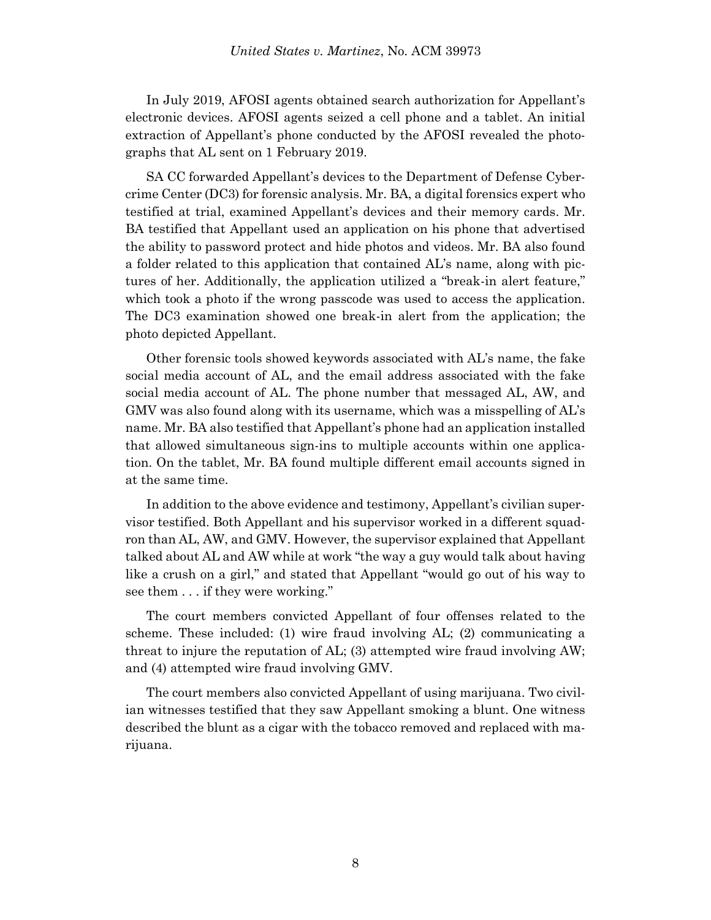In July 2019, AFOSI agents obtained search authorization for Appellant's electronic devices. AFOSI agents seized a cell phone and a tablet. An initial extraction of Appellant's phone conducted by the AFOSI revealed the photographs that AL sent on 1 February 2019.

SA CC forwarded Appellant's devices to the Department of Defense Cybercrime Center (DC3) for forensic analysis. Mr. BA, a digital forensics expert who testified at trial, examined Appellant's devices and their memory cards. Mr. BA testified that Appellant used an application on his phone that advertised the ability to password protect and hide photos and videos. Mr. BA also found a folder related to this application that contained AL's name, along with pictures of her. Additionally, the application utilized a "break-in alert feature," which took a photo if the wrong passcode was used to access the application. The DC3 examination showed one break-in alert from the application; the photo depicted Appellant.

Other forensic tools showed keywords associated with AL's name, the fake social media account of AL, and the email address associated with the fake social media account of AL. The phone number that messaged AL, AW, and GMV was also found along with its username, which was a misspelling of AL's name. Mr. BA also testified that Appellant's phone had an application installed that allowed simultaneous sign-ins to multiple accounts within one application. On the tablet, Mr. BA found multiple different email accounts signed in at the same time.

In addition to the above evidence and testimony, Appellant's civilian supervisor testified. Both Appellant and his supervisor worked in a different squadron than AL, AW, and GMV. However, the supervisor explained that Appellant talked about AL and AW while at work "the way a guy would talk about having like a crush on a girl," and stated that Appellant "would go out of his way to see them . . . if they were working."

The court members convicted Appellant of four offenses related to the scheme. These included: (1) wire fraud involving AL; (2) communicating a threat to injure the reputation of AL; (3) attempted wire fraud involving AW; and (4) attempted wire fraud involving GMV.

The court members also convicted Appellant of using marijuana. Two civilian witnesses testified that they saw Appellant smoking a blunt. One witness described the blunt as a cigar with the tobacco removed and replaced with marijuana.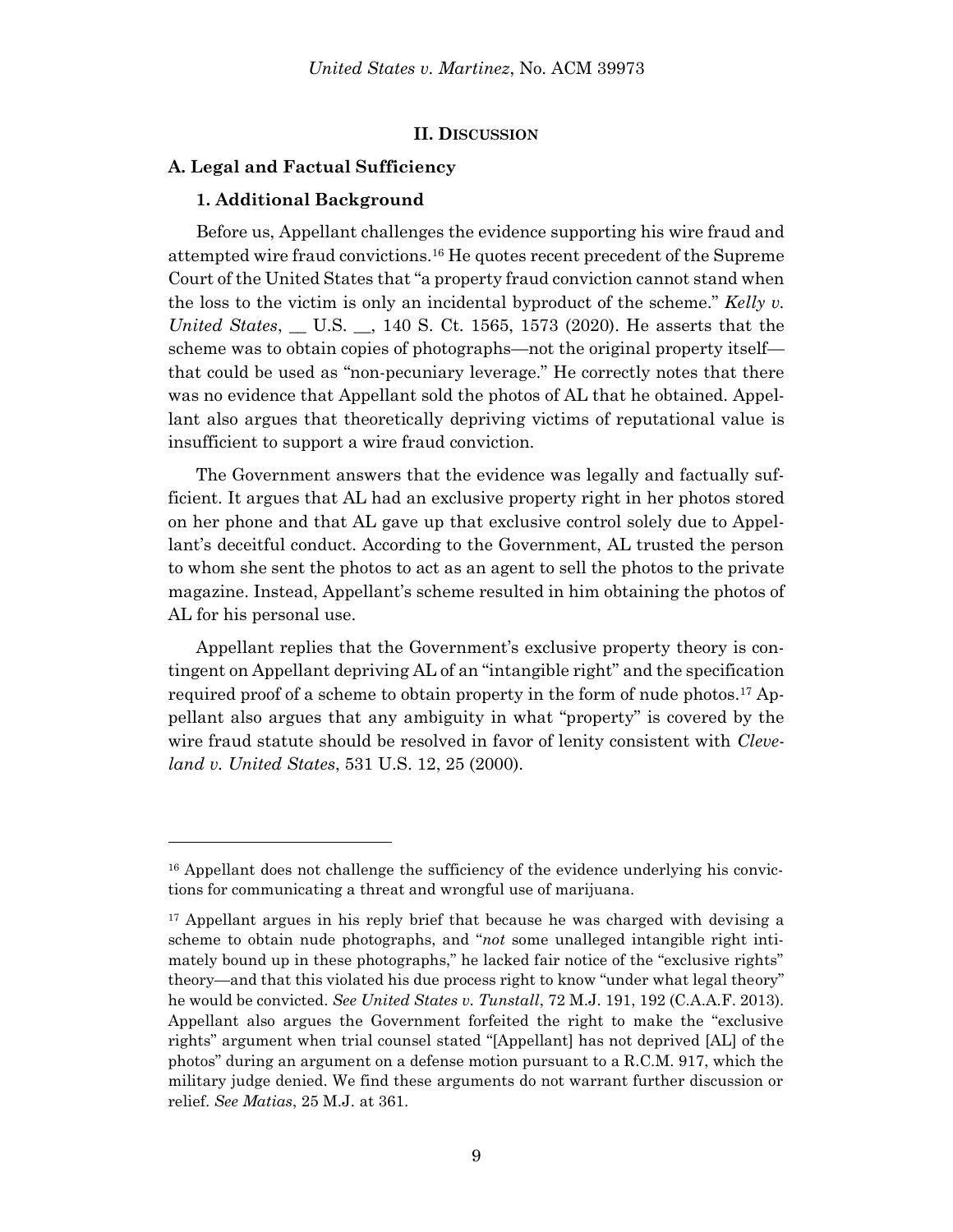## II. DISCUSSION

### A. Legal and Factual Sufficiency

#### 1. Additional Background

Before us, Appellant challenges the evidence supporting his wire fraud and attempted wire fraud convictions.[16] He quotes recent precedent of the Supreme Court of the United States that "a property fraud conviction cannot stand when the loss to the victim is only an incidental byproduct of the scheme." *Kelly v. United States*, __ U.S. __, 140 S. Ct. 1565, 1573 (2020). He asserts that the scheme was to obtain copies of photographs—not the original property itself—that could be used as "non-pecuniary leverage." He correctly notes that there was no evidence that Appellant sold the photos of AL that he obtained. Appellant also argues that theoretically depriving victims of reputational value is insufficient to support a wire fraud conviction.

The Government answers that the evidence was legally and factually sufficient. It argues that AL had an exclusive property right in her photos stored on her phone and that AL gave up that exclusive control solely due to Appellant's deceitful conduct. According to the Government, AL trusted the person to whom she sent the photos to act as an agent to sell the photos to the private magazine. Instead, Appellant's scheme resulted in him obtaining the photos of AL for his personal use.

Appellant replies that the Government's exclusive property theory is contingent on Appellant depriving AL of an "intangible right" and the specification required proof of a scheme to obtain property in the form of nude photos.[17] Appellant also argues that any ambiguity in what "property" is covered by the wire fraud statute should be resolved in favor of lenity consistent with *Cleveland v. United States*, 531 U.S. 12, 25 (2000).

---

[16] Appellant does not challenge the sufficiency of the evidence underlying his convictions for communicating a threat and wrongful use of marijuana.

[17] Appellant argues in his reply brief that because he was charged with devising a scheme to obtain nude photographs, and "*not* some unalleged intangible right intimately bound up in these photographs," he lacked fair notice of the "exclusive rights" theory—and that this violated his due process right to know "under what legal theory" he would be convicted. *See United States v. Tunstall*, 72 M.J. 191, 192 (C.A.A.F. 2013). Appellant also argues the Government forfeited the right to make the "exclusive rights" argument when trial counsel stated "[Appellant] has not deprived [AL] of the photos" during an argument on a defense motion pursuant to a R.C.M. 917, which the military judge denied. We find these arguments do not warrant further discussion or relief. *See Matias*, 25 M.J. at 361.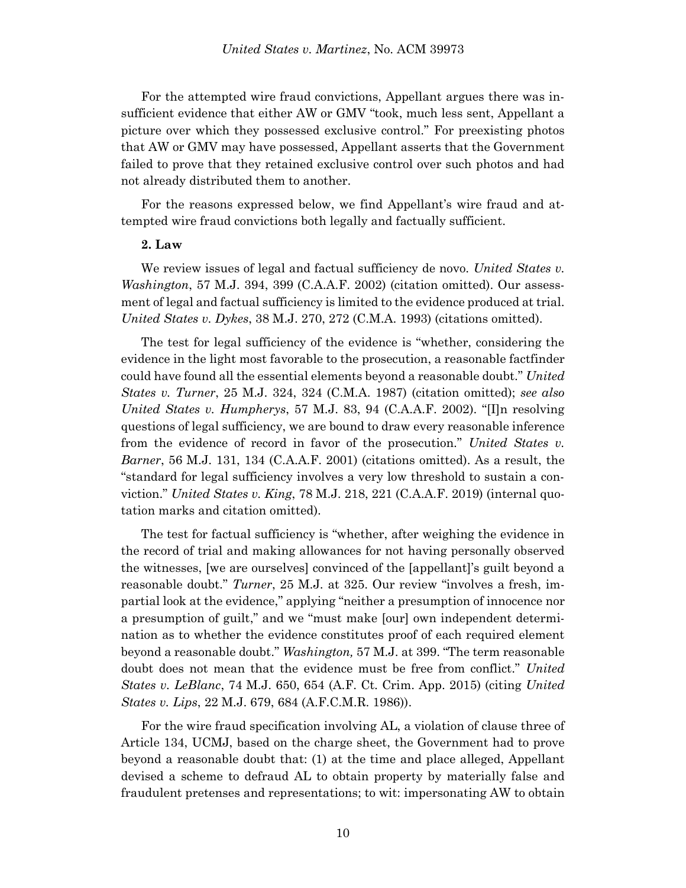For the attempted wire fraud convictions, Appellant argues there was insufficient evidence that either AW or GMV "took, much less sent, Appellant a picture over which they possessed exclusive control." For preexisting photos that AW or GMV may have possessed, Appellant asserts that the Government failed to prove that they retained exclusive control over such photos and had not already distributed them to another.

For the reasons expressed below, we find Appellant's wire fraud and attempted wire fraud convictions both legally and factually sufficient.

**2. Law**

We review issues of legal and factual sufficiency de novo. *United States v. Washington*, 57 M.J. 394, 399 (C.A.A.F. 2002) (citation omitted). Our assessment of legal and factual sufficiency is limited to the evidence produced at trial. *United States v. Dykes*, 38 M.J. 270, 272 (C.M.A. 1993) (citations omitted).

The test for legal sufficiency of the evidence is "whether, considering the evidence in the light most favorable to the prosecution, a reasonable factfinder could have found all the essential elements beyond a reasonable doubt." *United States v. Turner*, 25 M.J. 324, 324 (C.M.A. 1987) (citation omitted); *see also United States v. Humpherys*, 57 M.J. 83, 94 (C.A.A.F. 2002). "[I]n resolving questions of legal sufficiency, we are bound to draw every reasonable inference from the evidence of record in favor of the prosecution." *United States v. Barner*, 56 M.J. 131, 134 (C.A.A.F. 2001) (citations omitted). As a result, the "standard for legal sufficiency involves a very low threshold to sustain a conviction." *United States v. King*, 78 M.J. 218, 221 (C.A.A.F. 2019) (internal quotation marks and citation omitted).

The test for factual sufficiency is "whether, after weighing the evidence in the record of trial and making allowances for not having personally observed the witnesses, [we are ourselves] convinced of the [appellant]'s guilt beyond a reasonable doubt." *Turner*, 25 M.J. at 325. Our review "involves a fresh, impartial look at the evidence," applying "neither a presumption of innocence nor a presumption of guilt," and we "must make [our] own independent determination as to whether the evidence constitutes proof of each required element beyond a reasonable doubt." *Washington,* 57 M.J. at 399. "The term reasonable doubt does not mean that the evidence must be free from conflict." *United States v. LeBlanc*, 74 M.J. 650, 654 (A.F. Ct. Crim. App. 2015) (citing *United States v. Lips*, 22 M.J. 679, 684 (A.F.C.M.R. 1986)).

For the wire fraud specification involving AL, a violation of clause three of Article 134, UCMJ, based on the charge sheet, the Government had to prove beyond a reasonable doubt that: (1) at the time and place alleged, Appellant devised a scheme to defraud AL to obtain property by materially false and fraudulent pretenses and representations; to wit: impersonating AW to obtain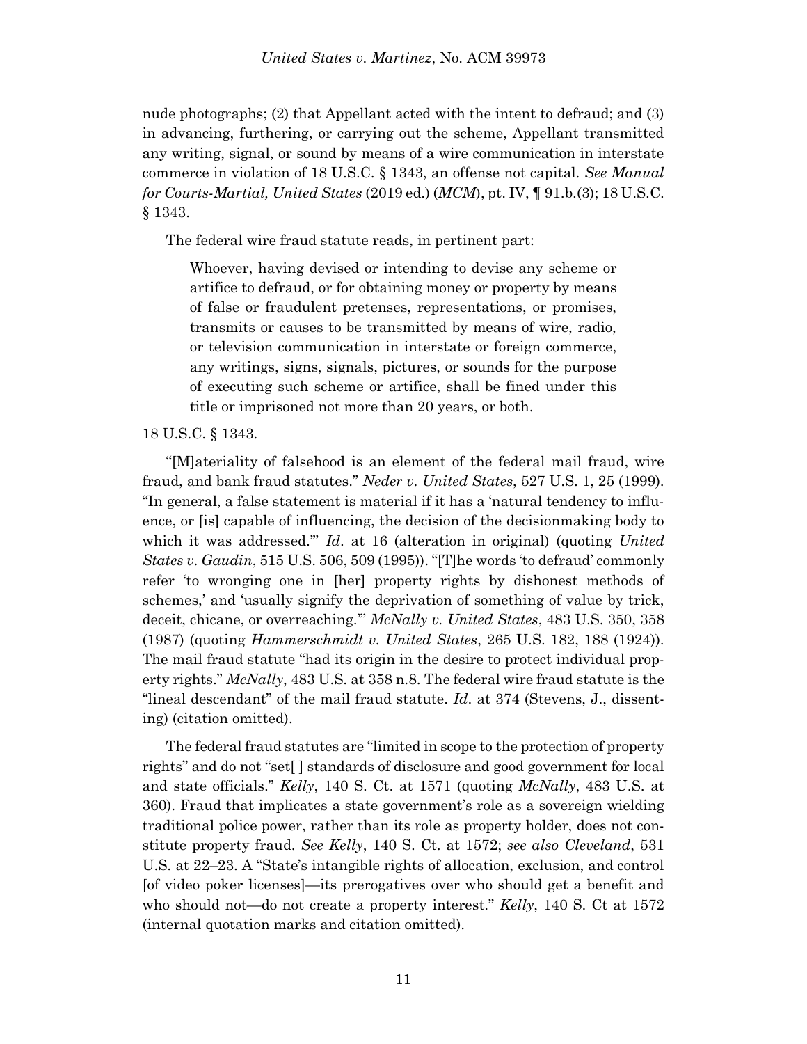nude photographs; (2) that Appellant acted with the intent to defraud; and (3) in advancing, furthering, or carrying out the scheme, Appellant transmitted any writing, signal, or sound by means of a wire communication in interstate commerce in violation of 18 U.S.C. § 1343, an offense not capital. *See Manual for Courts-Martial, United States* (2019 ed.) (*MCM*), pt. IV, ¶ 91.b.(3); 18 U.S.C. § 1343.

The federal wire fraud statute reads, in pertinent part:

> Whoever, having devised or intending to devise any scheme or artifice to defraud, or for obtaining money or property by means of false or fraudulent pretenses, representations, or promises, transmits or causes to be transmitted by means of wire, radio, or television communication in interstate or foreign commerce, any writings, signs, signals, pictures, or sounds for the purpose of executing such scheme or artifice, shall be fined under this title or imprisoned not more than 20 years, or both.

18 U.S.C. § 1343.

"[M]ateriality of falsehood is an element of the federal mail fraud, wire fraud, and bank fraud statutes." *Neder v. United States*, 527 U.S. 1, 25 (1999). "In general, a false statement is material if it has a 'natural tendency to influence, or [is] capable of influencing, the decision of the decisionmaking body to which it was addressed.'" *Id*. at 16 (alteration in original) (quoting *United States v. Gaudin*, 515 U.S. 506, 509 (1995)). "[T]he words 'to defraud' commonly refer 'to wronging one in [her] property rights by dishonest methods of schemes,' and 'usually signify the deprivation of something of value by trick, deceit, chicane, or overreaching.'" *McNally v. United States*, 483 U.S. 350, 358 (1987) (quoting *Hammerschmidt v. United States*, 265 U.S. 182, 188 (1924)). The mail fraud statute "had its origin in the desire to protect individual property rights." *McNally*, 483 U.S. at 358 n.8. The federal wire fraud statute is the "lineal descendant" of the mail fraud statute. *Id*. at 374 (Stevens, J., dissenting) (citation omitted).

The federal fraud statutes are "limited in scope to the protection of property rights" and do not "set[ ] standards of disclosure and good government for local and state officials." *Kelly*, 140 S. Ct. at 1571 (quoting *McNally*, 483 U.S. at 360). Fraud that implicates a state government's role as a sovereign wielding traditional police power, rather than its role as property holder, does not constitute property fraud. *See Kelly*, 140 S. Ct. at 1572; *see also Cleveland*, 531 U.S. at 22–23. A "State's intangible rights of allocation, exclusion, and control [of video poker licenses]—its prerogatives over who should get a benefit and who should not—do not create a property interest." *Kelly*, 140 S. Ct at 1572 (internal quotation marks and citation omitted).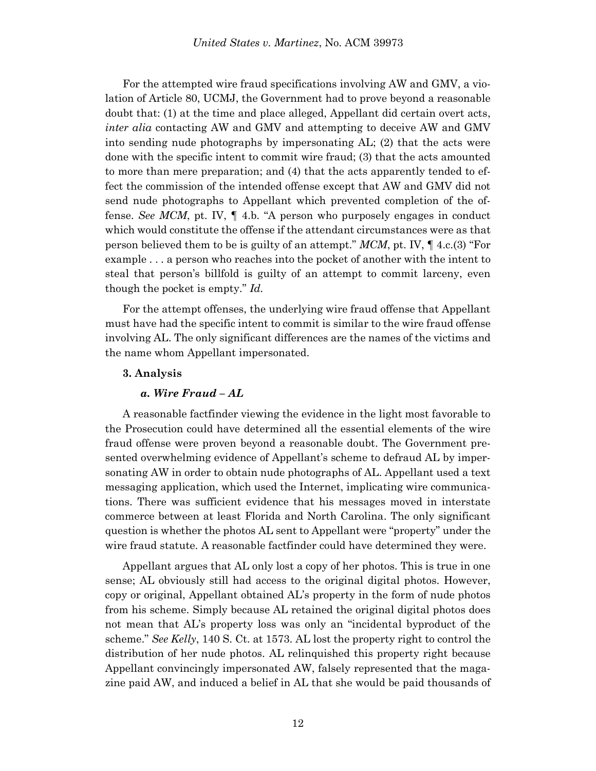For the attempted wire fraud specifications involving AW and GMV, a violation of Article 80, UCMJ, the Government had to prove beyond a reasonable doubt that: (1) at the time and place alleged, Appellant did certain overt acts, *inter alia* contacting AW and GMV and attempting to deceive AW and GMV into sending nude photographs by impersonating AL; (2) that the acts were done with the specific intent to commit wire fraud; (3) that the acts amounted to more than mere preparation; and (4) that the acts apparently tended to effect the commission of the intended offense except that AW and GMV did not send nude photographs to Appellant which prevented completion of the offense. *See MCM*, pt. IV, ¶ 4.b. "A person who purposely engages in conduct which would constitute the offense if the attendant circumstances were as that person believed them to be is guilty of an attempt." *MCM*, pt. IV, ¶ 4.c.(3) "For example . . . a person who reaches into the pocket of another with the intent to steal that person's billfold is guilty of an attempt to commit larceny, even though the pocket is empty." *Id.*

For the attempt offenses, the underlying wire fraud offense that Appellant must have had the specific intent to commit is similar to the wire fraud offense involving AL. The only significant differences are the names of the victims and the name whom Appellant impersonated.

### 3. Analysis

#### *a. Wire Fraud – AL*

A reasonable factfinder viewing the evidence in the light most favorable to the Prosecution could have determined all the essential elements of the wire fraud offense were proven beyond a reasonable doubt. The Government presented overwhelming evidence of Appellant's scheme to defraud AL by impersonating AW in order to obtain nude photographs of AL. Appellant used a text messaging application, which used the Internet, implicating wire communications. There was sufficient evidence that his messages moved in interstate commerce between at least Florida and North Carolina. The only significant question is whether the photos AL sent to Appellant were "property" under the wire fraud statute. A reasonable factfinder could have determined they were.

Appellant argues that AL only lost a copy of her photos. This is true in one sense; AL obviously still had access to the original digital photos. However, copy or original, Appellant obtained AL's property in the form of nude photos from his scheme. Simply because AL retained the original digital photos does not mean that AL's property loss was only an "incidental byproduct of the scheme." *See Kelly*, 140 S. Ct. at 1573. AL lost the property right to control the distribution of her nude photos. AL relinquished this property right because Appellant convincingly impersonated AW, falsely represented that the magazine paid AW, and induced a belief in AL that she would be paid thousands of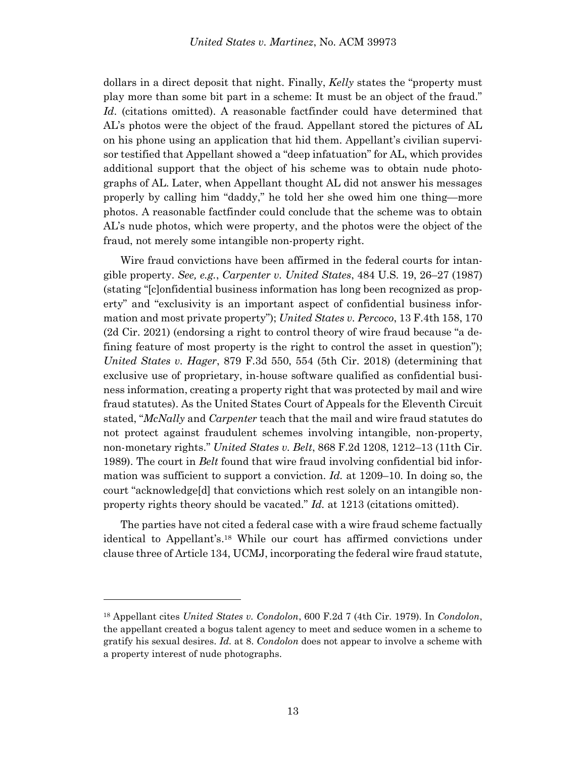dollars in a direct deposit that night. Finally, *Kelly* states the "property must play more than some bit part in a scheme: It must be an object of the fraud." *Id*. (citations omitted). A reasonable factfinder could have determined that AL's photos were the object of the fraud. Appellant stored the pictures of AL on his phone using an application that hid them. Appellant's civilian supervisor testified that Appellant showed a "deep infatuation" for AL, which provides additional support that the object of his scheme was to obtain nude photographs of AL. Later, when Appellant thought AL did not answer his messages properly by calling him "daddy," he told her she owed him one thing—more photos. A reasonable factfinder could conclude that the scheme was to obtain AL's nude photos, which were property, and the photos were the object of the fraud, not merely some intangible non-property right.

Wire fraud convictions have been affirmed in the federal courts for intangible property. *See, e.g.*, *Carpenter v. United States*, 484 U.S. 19, 26–27 (1987) (stating "[c]onfidential business information has long been recognized as property" and "exclusivity is an important aspect of confidential business information and most private property"); *United States v. Percoco*, 13 F.4th 158, 170 (2d Cir. 2021) (endorsing a right to control theory of wire fraud because "a defining feature of most property is the right to control the asset in question"); *United States v. Hager*, 879 F.3d 550, 554 (5th Cir. 2018) (determining that exclusive use of proprietary, in-house software qualified as confidential business information, creating a property right that was protected by mail and wire fraud statutes). As the United States Court of Appeals for the Eleventh Circuit stated, "*McNally* and *Carpenter* teach that the mail and wire fraud statutes do not protect against fraudulent schemes involving intangible, non-property, non-monetary rights." *United States v. Belt*, 868 F.2d 1208, 1212–13 (11th Cir. 1989). The court in *Belt* found that wire fraud involving confidential bid information was sufficient to support a conviction. *Id.* at 1209–10. In doing so, the court "acknowledge[d] that convictions which rest solely on an intangible non-property rights theory should be vacated." *Id.* at 1213 (citations omitted).

The parties have not cited a federal case with a wire fraud scheme factually identical to Appellant's.[18] While our court has affirmed convictions under clause three of Article 134, UCMJ, incorporating the federal wire fraud statute,

---

[18] Appellant cites *United States v. Condolon*, 600 F.2d 7 (4th Cir. 1979). In *Condolon*, the appellant created a bogus talent agency to meet and seduce women in a scheme to gratify his sexual desires. *Id.* at 8. *Condolon* does not appear to involve a scheme with a property interest of nude photographs.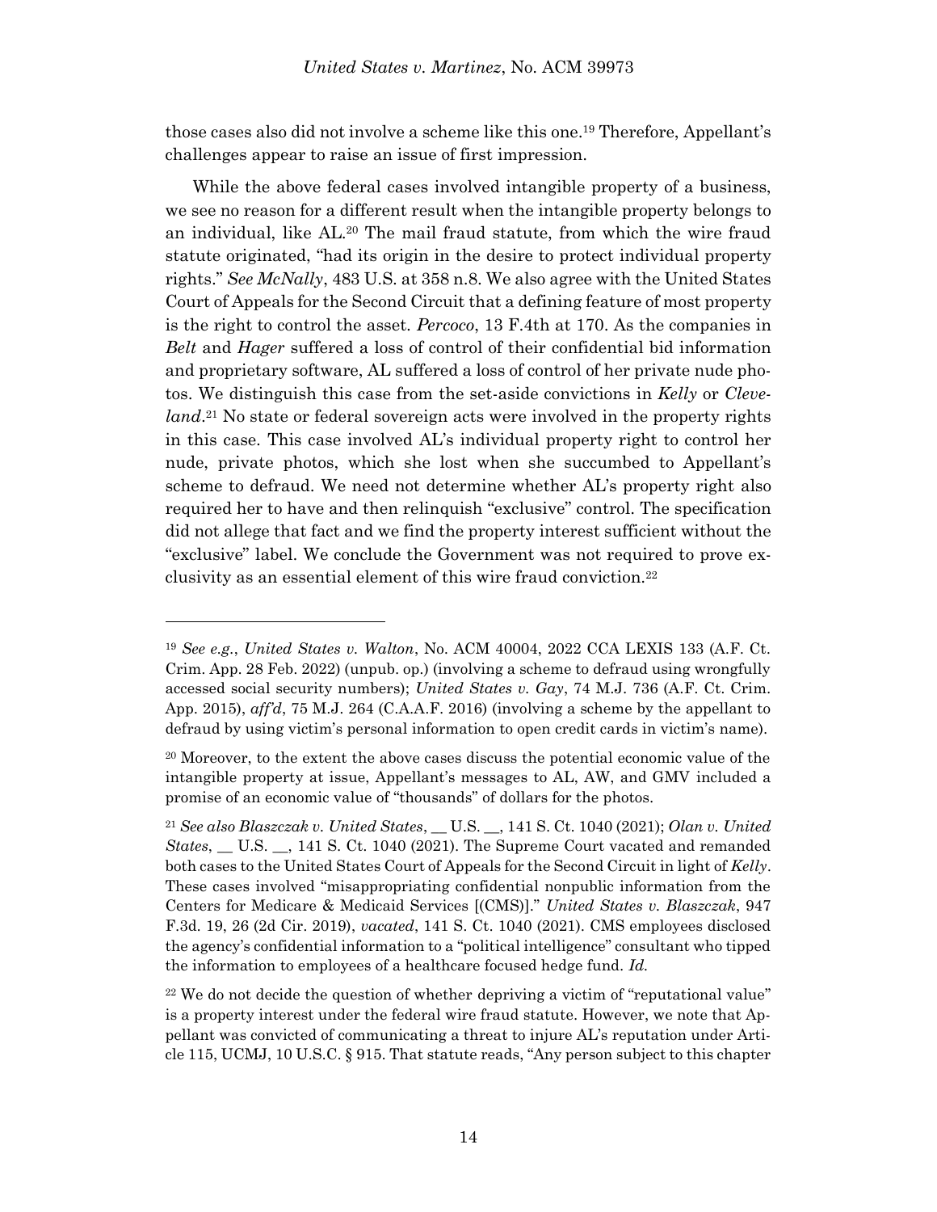those cases also did not involve a scheme like this one.[19] Therefore, Appellant's challenges appear to raise an issue of first impression.

While the above federal cases involved intangible property of a business, we see no reason for a different result when the intangible property belongs to an individual, like AL.[20] The mail fraud statute, from which the wire fraud statute originated, "had its origin in the desire to protect individual property rights." *See McNally*, 483 U.S. at 358 n.8. We also agree with the United States Court of Appeals for the Second Circuit that a defining feature of most property is the right to control the asset. *Percoco*, 13 F.4th at 170. As the companies in *Belt* and *Hager* suffered a loss of control of their confidential bid information and proprietary software, AL suffered a loss of control of her private nude photos. We distinguish this case from the set-aside convictions in *Kelly* or *Cleveland*.[21] No state or federal sovereign acts were involved in the property rights in this case. This case involved AL's individual property right to control her nude, private photos, which she lost when she succumbed to Appellant's scheme to defraud. We need not determine whether AL's property right also required her to have and then relinquish "exclusive" control. The specification did not allege that fact and we find the property interest sufficient without the "exclusive" label. We conclude the Government was not required to prove exclusivity as an essential element of this wire fraud conviction.[22]

---

[19] *See e.g.*, *United States v. Walton*, No. ACM 40004, 2022 CCA LEXIS 133 (A.F. Ct. Crim. App. 28 Feb. 2022) (unpub. op.) (involving a scheme to defraud using wrongfully accessed social security numbers); *United States v. Gay*, 74 M.J. 736 (A.F. Ct. Crim. App. 2015), *aff'd*, 75 M.J. 264 (C.A.A.F. 2016) (involving a scheme by the appellant to defraud by using victim's personal information to open credit cards in victim's name).

[20] Moreover, to the extent the above cases discuss the potential economic value of the intangible property at issue, Appellant's messages to AL, AW, and GMV included a promise of an economic value of "thousands" of dollars for the photos.

[21] *See also Blaszczak v. United States*, __ U.S. __, 141 S. Ct. 1040 (2021); *Olan v. United States*, __ U.S. __, 141 S. Ct. 1040 (2021). The Supreme Court vacated and remanded both cases to the United States Court of Appeals for the Second Circuit in light of *Kelly*. These cases involved "misappropriating confidential nonpublic information from the Centers for Medicare & Medicaid Services [(CMS)]." *United States v. Blaszczak*, 947 F.3d. 19, 26 (2d Cir. 2019), *vacated*, 141 S. Ct. 1040 (2021). CMS employees disclosed the agency's confidential information to a "political intelligence" consultant who tipped the information to employees of a healthcare focused hedge fund. *Id.*

[22] We do not decide the question of whether depriving a victim of "reputational value" is a property interest under the federal wire fraud statute. However, we note that Appellant was convicted of communicating a threat to injure AL's reputation under Article 115, UCMJ, 10 U.S.C. § 915. That statute reads, "Any person subject to this chapter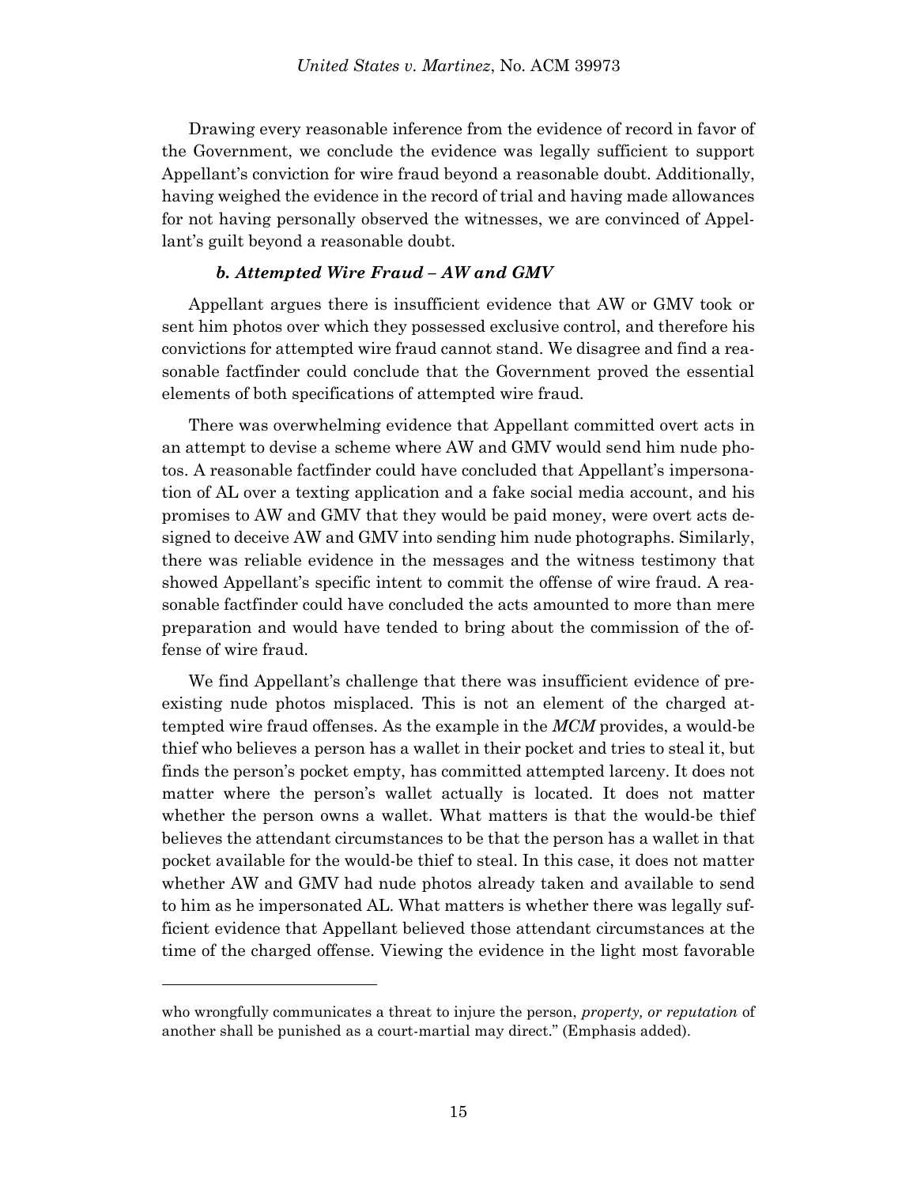Drawing every reasonable inference from the evidence of record in favor of the Government, we conclude the evidence was legally sufficient to support Appellant's conviction for wire fraud beyond a reasonable doubt. Additionally, having weighed the evidence in the record of trial and having made allowances for not having personally observed the witnesses, we are convinced of Appellant's guilt beyond a reasonable doubt.

#### *b. Attempted Wire Fraud – AW and GMV*

Appellant argues there is insufficient evidence that AW or GMV took or sent him photos over which they possessed exclusive control, and therefore his convictions for attempted wire fraud cannot stand. We disagree and find a reasonable factfinder could conclude that the Government proved the essential elements of both specifications of attempted wire fraud.

There was overwhelming evidence that Appellant committed overt acts in an attempt to devise a scheme where AW and GMV would send him nude photos. A reasonable factfinder could have concluded that Appellant's impersonation of AL over a texting application and a fake social media account, and his promises to AW and GMV that they would be paid money, were overt acts designed to deceive AW and GMV into sending him nude photographs. Similarly, there was reliable evidence in the messages and the witness testimony that showed Appellant's specific intent to commit the offense of wire fraud. A reasonable factfinder could have concluded the acts amounted to more than mere preparation and would have tended to bring about the commission of the offense of wire fraud.

We find Appellant's challenge that there was insufficient evidence of preexisting nude photos misplaced. This is not an element of the charged attempted wire fraud offenses. As the example in the *MCM* provides, a would-be thief who believes a person has a wallet in their pocket and tries to steal it, but finds the person's pocket empty, has committed attempted larceny. It does not matter where the person's wallet actually is located. It does not matter whether the person owns a wallet. What matters is that the would-be thief believes the attendant circumstances to be that the person has a wallet in that pocket available for the would-be thief to steal. In this case, it does not matter whether AW and GMV had nude photos already taken and available to send to him as he impersonated AL. What matters is whether there was legally sufficient evidence that Appellant believed those attendant circumstances at the time of the charged offense. Viewing the evidence in the light most favorable

---

who wrongfully communicates a threat to injure the person, *property, or reputation* of another shall be punished as a court-martial may direct." (Emphasis added).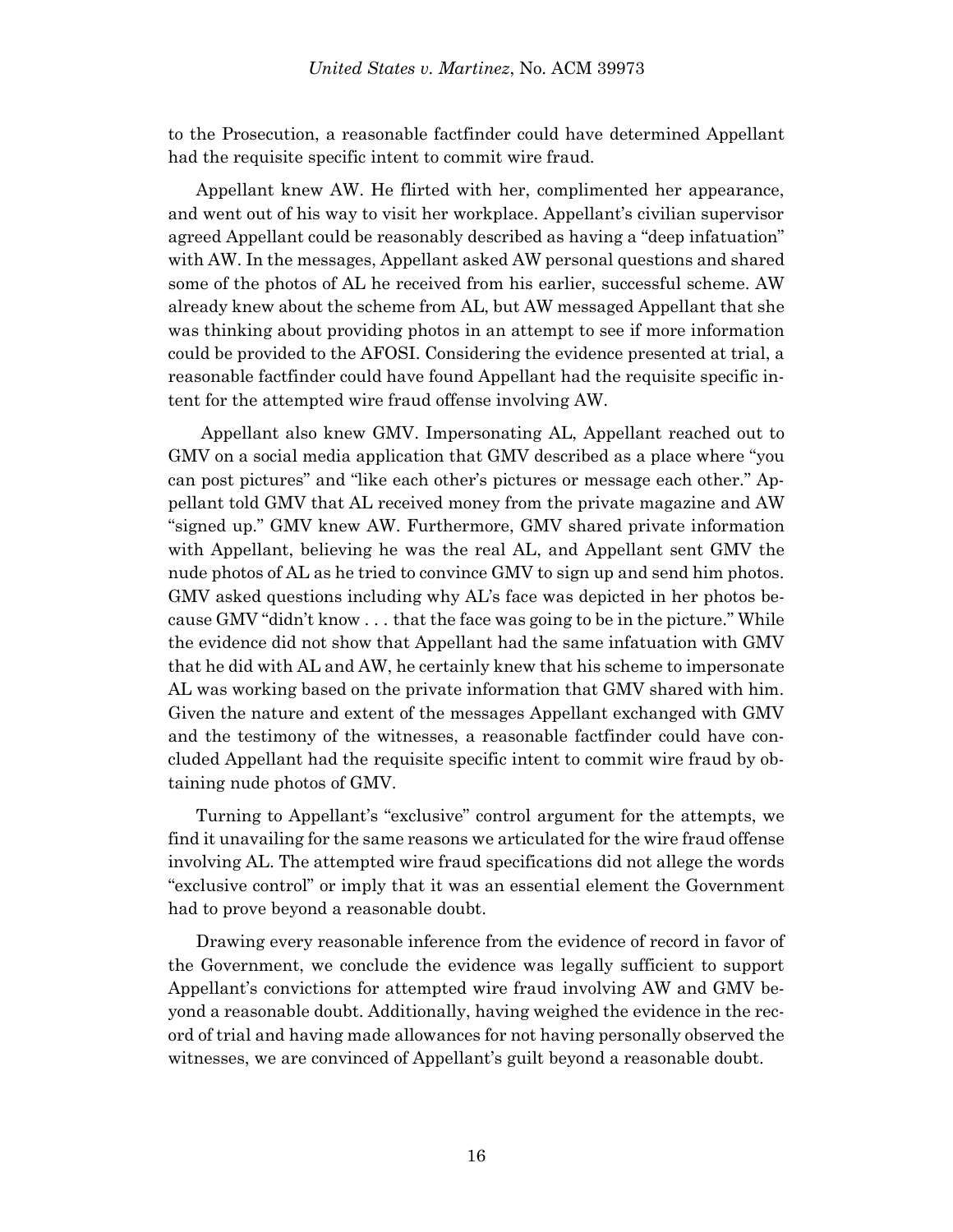to the Prosecution, a reasonable factfinder could have determined Appellant had the requisite specific intent to commit wire fraud.

Appellant knew AW. He flirted with her, complimented her appearance, and went out of his way to visit her workplace. Appellant's civilian supervisor agreed Appellant could be reasonably described as having a "deep infatuation" with AW. In the messages, Appellant asked AW personal questions and shared some of the photos of AL he received from his earlier, successful scheme. AW already knew about the scheme from AL, but AW messaged Appellant that she was thinking about providing photos in an attempt to see if more information could be provided to the AFOSI. Considering the evidence presented at trial, a reasonable factfinder could have found Appellant had the requisite specific intent for the attempted wire fraud offense involving AW.

Appellant also knew GMV. Impersonating AL, Appellant reached out to GMV on a social media application that GMV described as a place where "you can post pictures" and "like each other's pictures or message each other." Appellant told GMV that AL received money from the private magazine and AW "signed up." GMV knew AW. Furthermore, GMV shared private information with Appellant, believing he was the real AL, and Appellant sent GMV the nude photos of AL as he tried to convince GMV to sign up and send him photos. GMV asked questions including why AL's face was depicted in her photos because GMV "didn't know . . . that the face was going to be in the picture." While the evidence did not show that Appellant had the same infatuation with GMV that he did with AL and AW, he certainly knew that his scheme to impersonate AL was working based on the private information that GMV shared with him. Given the nature and extent of the messages Appellant exchanged with GMV and the testimony of the witnesses, a reasonable factfinder could have concluded Appellant had the requisite specific intent to commit wire fraud by obtaining nude photos of GMV.

Turning to Appellant's "exclusive" control argument for the attempts, we find it unavailing for the same reasons we articulated for the wire fraud offense involving AL. The attempted wire fraud specifications did not allege the words "exclusive control" or imply that it was an essential element the Government had to prove beyond a reasonable doubt.

Drawing every reasonable inference from the evidence of record in favor of the Government, we conclude the evidence was legally sufficient to support Appellant's convictions for attempted wire fraud involving AW and GMV beyond a reasonable doubt. Additionally, having weighed the evidence in the record of trial and having made allowances for not having personally observed the witnesses, we are convinced of Appellant's guilt beyond a reasonable doubt.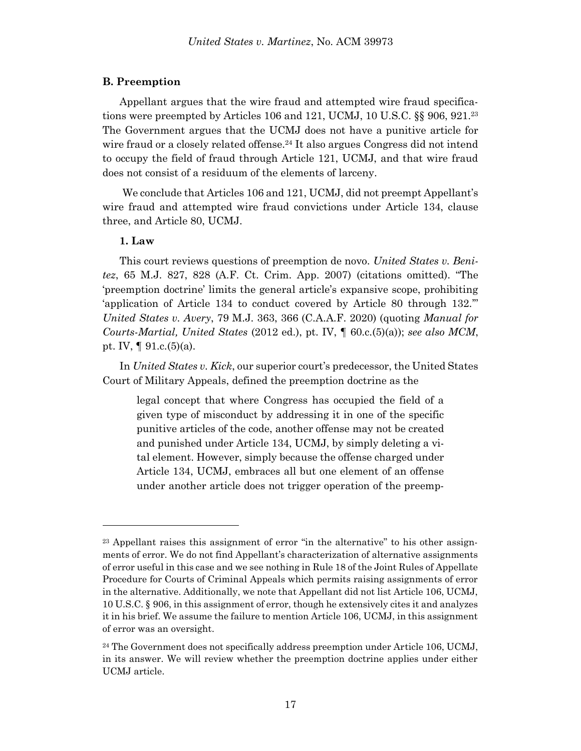### B. Preemption

Appellant argues that the wire fraud and attempted wire fraud specifications were preempted by Articles 106 and 121, UCMJ, 10 U.S.C. §§ 906, 921.[23] The Government argues that the UCMJ does not have a punitive article for wire fraud or a closely related offense.[24] It also argues Congress did not intend to occupy the field of fraud through Article 121, UCMJ, and that wire fraud does not consist of a residuum of the elements of larceny.

We conclude that Articles 106 and 121, UCMJ, did not preempt Appellant's wire fraud and attempted wire fraud convictions under Article 134, clause three, and Article 80, UCMJ.

#### 1. Law

This court reviews questions of preemption de novo. *United States v. Benitez*, 65 M.J. 827, 828 (A.F. Ct. Crim. App. 2007) (citations omitted). "The 'preemption doctrine' limits the general article's expansive scope, prohibiting 'application of Article 134 to conduct covered by Article 80 through 132.'" *United States v. Avery*, 79 M.J. 363, 366 (C.A.A.F. 2020) (quoting *Manual for Courts-Martial, United States* (2012 ed.), pt. IV, ¶ 60.c.(5)(a)); *see also MCM*, pt. IV, ¶ 91.c.(5)(a).

In *United States v. Kick*, our superior court's predecessor, the United States Court of Military Appeals, defined the preemption doctrine as the

> legal concept that where Congress has occupied the field of a given type of misconduct by addressing it in one of the specific punitive articles of the code, another offense may not be created and punished under Article 134, UCMJ, by simply deleting a vital element. However, simply because the offense charged under Article 134, UCMJ, embraces all but one element of an offense under another article does not trigger operation of the preemp-

---

[23] Appellant raises this assignment of error "in the alternative" to his other assignments of error. We do not find Appellant's characterization of alternative assignments of error useful in this case and we see nothing in Rule 18 of the Joint Rules of Appellate Procedure for Courts of Criminal Appeals which permits raising assignments of error in the alternative. Additionally, we note that Appellant did not list Article 106, UCMJ, 10 U.S.C. § 906, in this assignment of error, though he extensively cites it and analyzes it in his brief. We assume the failure to mention Article 106, UCMJ, in this assignment of error was an oversight.

[24] The Government does not specifically address preemption under Article 106, UCMJ, in its answer. We will review whether the preemption doctrine applies under either UCMJ article.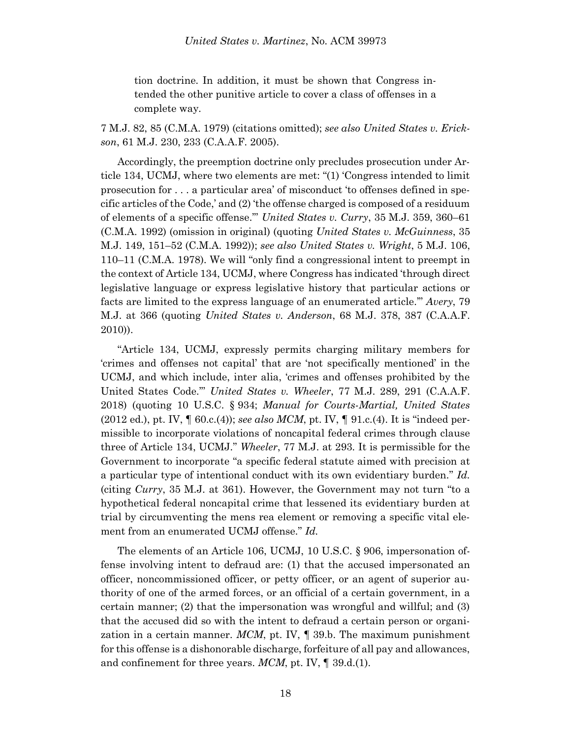tion doctrine. In addition, it must be shown that Congress intended the other punitive article to cover a class of offenses in a complete way.

7 M.J. 82, 85 (C.M.A. 1979) (citations omitted); *see also United States v. Erickson*, 61 M.J. 230, 233 (C.A.A.F. 2005).

Accordingly, the preemption doctrine only precludes prosecution under Article 134, UCMJ, where two elements are met: "(1) 'Congress intended to limit prosecution for . . . a particular area' of misconduct 'to offenses defined in specific articles of the Code,' and (2) 'the offense charged is composed of a residuum of elements of a specific offense.'" *United States v. Curry*, 35 M.J. 359, 360–61 (C.M.A. 1992) (omission in original) (quoting *United States v. McGuinness*, 35 M.J. 149, 151–52 (C.M.A. 1992)); *see also United States v. Wright*, 5 M.J. 106, 110–11 (C.M.A. 1978). We will "only find a congressional intent to preempt in the context of Article 134, UCMJ, where Congress has indicated 'through direct legislative language or express legislative history that particular actions or facts are limited to the express language of an enumerated article.'" *Avery*, 79 M.J. at 366 (quoting *United States v. Anderson*, 68 M.J. 378, 387 (C.A.A.F. 2010)).

"Article 134, UCMJ, expressly permits charging military members for 'crimes and offenses not capital' that are 'not specifically mentioned' in the UCMJ, and which include, inter alia, 'crimes and offenses prohibited by the United States Code.'" *United States v. Wheeler*, 77 M.J. 289, 291 (C.A.A.F. 2018) (quoting 10 U.S.C. § 934; *Manual for Courts-Martial, United States* (2012 ed.), pt. IV, ¶ 60.c.(4)); *see also MCM*, pt. IV, ¶ 91.c.(4). It is "indeed permissible to incorporate violations of noncapital federal crimes through clause three of Article 134, UCMJ." *Wheeler*, 77 M.J. at 293. It is permissible for the Government to incorporate "a specific federal statute aimed with precision at a particular type of intentional conduct with its own evidentiary burden." *Id.* (citing *Curry*, 35 M.J. at 361). However, the Government may not turn "to a hypothetical federal noncapital crime that lessened its evidentiary burden at trial by circumventing the mens rea element or removing a specific vital element from an enumerated UCMJ offense." *Id.*

The elements of an Article 106, UCMJ, 10 U.S.C. § 906, impersonation offense involving intent to defraud are: (1) that the accused impersonated an officer, noncommissioned officer, or petty officer, or an agent of superior authority of one of the armed forces, or an official of a certain government, in a certain manner; (2) that the impersonation was wrongful and willful; and (3) that the accused did so with the intent to defraud a certain person or organization in a certain manner. *MCM*, pt. IV, ¶ 39.b. The maximum punishment for this offense is a dishonorable discharge, forfeiture of all pay and allowances, and confinement for three years. *MCM*, pt. IV, ¶ 39.d.(1).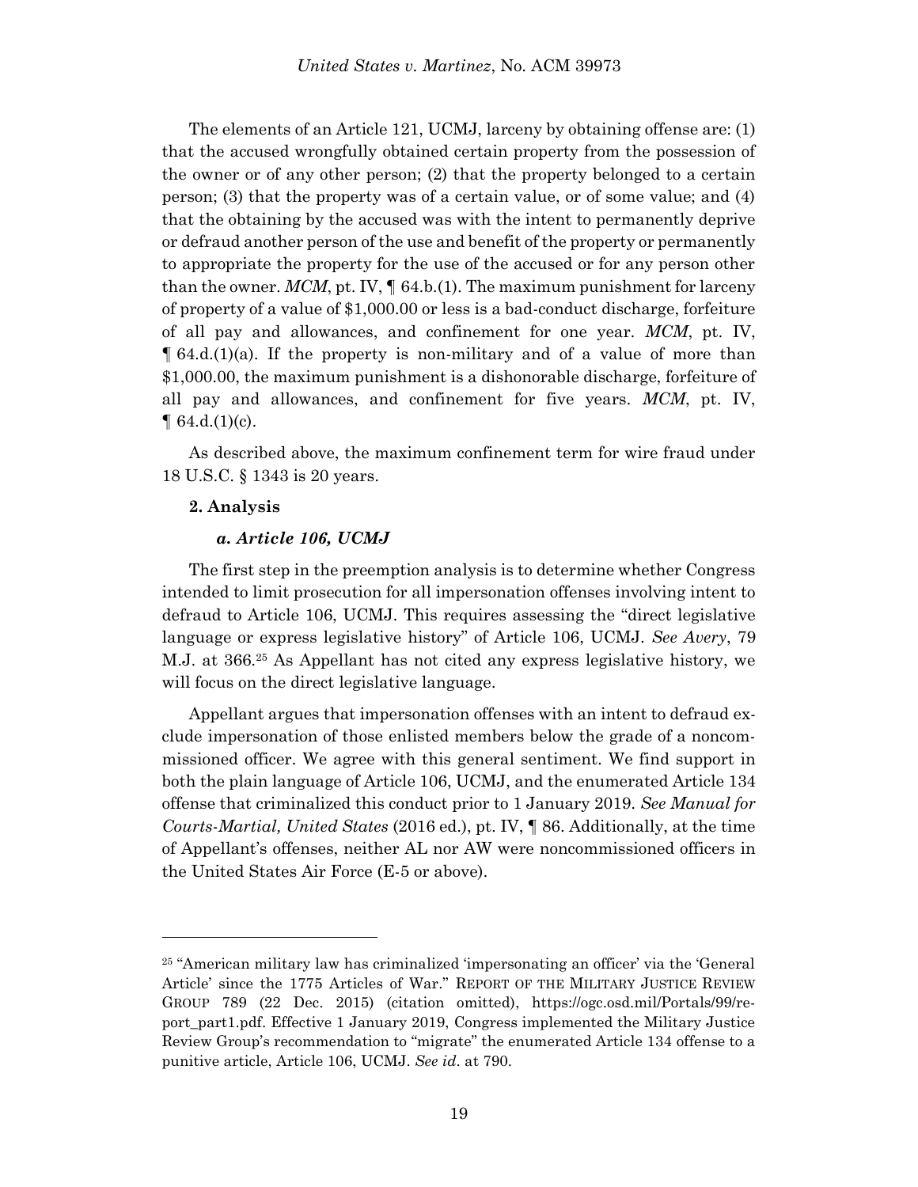The elements of an Article 121, UCMJ, larceny by obtaining offense are: (1) that the accused wrongfully obtained certain property from the possession of the owner or of any other person; (2) that the property belonged to a certain person; (3) that the property was of a certain value, or of some value; and (4) that the obtaining by the accused was with the intent to permanently deprive or defraud another person of the use and benefit of the property or permanently to appropriate the property for the use of the accused or for any person other than the owner. *MCM*, pt. IV, ¶ 64.b.(1). The maximum punishment for larceny of property of a value of $1,000.00 or less is a bad-conduct discharge, forfeiture of all pay and allowances, and confinement for one year. *MCM*, pt. IV, ¶ 64.d.(1)(a). If the property is non-military and of a value of more than $1,000.00, the maximum punishment is a dishonorable discharge, forfeiture of all pay and allowances, and confinement for five years. *MCM*, pt. IV, ¶ 64.d.(1)(c).

As described above, the maximum confinement term for wire fraud under 18 U.S.C. § 1343 is 20 years.

**2. Analysis**

***a. Article 106, UCMJ***

The first step in the preemption analysis is to determine whether Congress intended to limit prosecution for all impersonation offenses involving intent to defraud to Article 106, UCMJ. This requires assessing the "direct legislative language or express legislative history" of Article 106, UCMJ. *See Avery*, 79 M.J. at 366.[25] As Appellant has not cited any express legislative history, we will focus on the direct legislative language.

Appellant argues that impersonation offenses with an intent to defraud exclude impersonation of those enlisted members below the grade of a noncommissioned officer. We agree with this general sentiment. We find support in both the plain language of Article 106, UCMJ, and the enumerated Article 134 offense that criminalized this conduct prior to 1 January 2019. *See Manual for Courts-Martial, United States* (2016 ed.), pt. IV, ¶ 86. Additionally, at the time of Appellant's offenses, neither AL nor AW were noncommissioned officers in the United States Air Force (E-5 or above).

---

[25] "American military law has criminalized 'impersonating an officer' via the 'General Article' since the 1775 Articles of War." REPORT OF THE MILITARY JUSTICE REVIEW GROUP 789 (22 Dec. 2015) (citation omitted), https://ogc.osd.mil/Portals/99/report_part1.pdf. Effective 1 January 2019, Congress implemented the Military Justice Review Group's recommendation to "migrate" the enumerated Article 134 offense to a punitive article, Article 106, UCMJ. *See id*. at 790.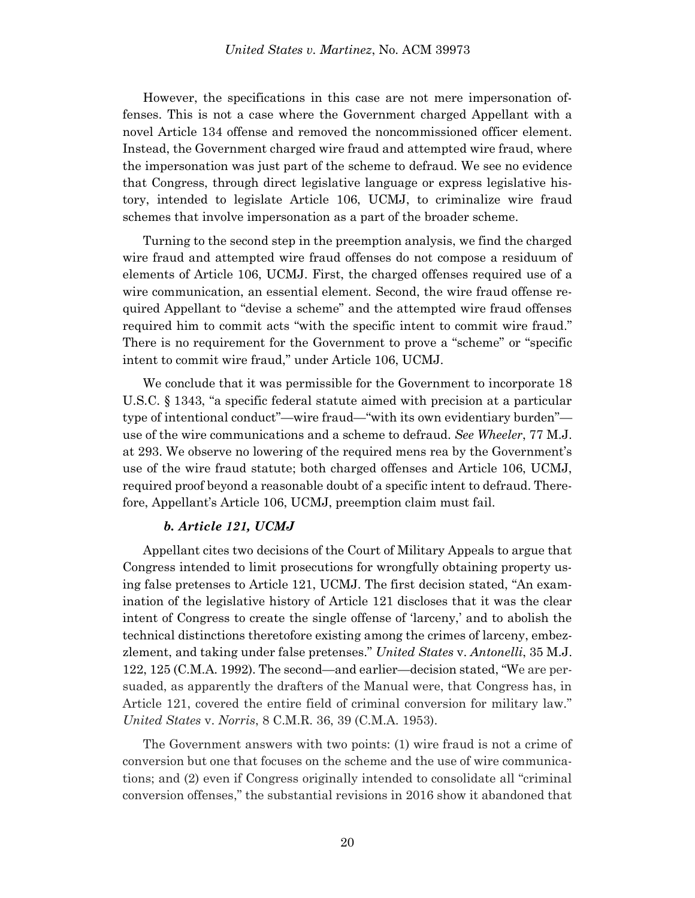However, the specifications in this case are not mere impersonation offenses. This is not a case where the Government charged Appellant with a novel Article 134 offense and removed the noncommissioned officer element. Instead, the Government charged wire fraud and attempted wire fraud, where the impersonation was just part of the scheme to defraud. We see no evidence that Congress, through direct legislative language or express legislative history, intended to legislate Article 106, UCMJ, to criminalize wire fraud schemes that involve impersonation as a part of the broader scheme.

Turning to the second step in the preemption analysis, we find the charged wire fraud and attempted wire fraud offenses do not compose a residuum of elements of Article 106, UCMJ. First, the charged offenses required use of a wire communication, an essential element. Second, the wire fraud offense required Appellant to "devise a scheme" and the attempted wire fraud offenses required him to commit acts "with the specific intent to commit wire fraud." There is no requirement for the Government to prove a "scheme" or "specific intent to commit wire fraud," under Article 106, UCMJ.

We conclude that it was permissible for the Government to incorporate 18 U.S.C. § 1343, "a specific federal statute aimed with precision at a particular type of intentional conduct"—wire fraud—"with its own evidentiary burden"—use of the wire communications and a scheme to defraud. *See Wheeler*, 77 M.J. at 293. We observe no lowering of the required mens rea by the Government's use of the wire fraud statute; both charged offenses and Article 106, UCMJ, required proof beyond a reasonable doubt of a specific intent to defraud. Therefore, Appellant's Article 106, UCMJ, preemption claim must fail.

#### *b. Article 121, UCMJ*

Appellant cites two decisions of the Court of Military Appeals to argue that Congress intended to limit prosecutions for wrongfully obtaining property using false pretenses to Article 121, UCMJ. The first decision stated, "An examination of the legislative history of Article 121 discloses that it was the clear intent of Congress to create the single offense of 'larceny,' and to abolish the technical distinctions theretofore existing among the crimes of larceny, embezzlement, and taking under false pretenses." *United States* v. *Antonelli*, 35 M.J. 122, 125 (C.M.A. 1992). The second—and earlier—decision stated, "We are persuaded, as apparently the drafters of the Manual were, that Congress has, in Article 121, covered the entire field of criminal conversion for military law." *United States* v. *Norris*, 8 C.M.R. 36, 39 (C.M.A. 1953).

The Government answers with two points: (1) wire fraud is not a crime of conversion but one that focuses on the scheme and the use of wire communications; and (2) even if Congress originally intended to consolidate all "criminal conversion offenses," the substantial revisions in 2016 show it abandoned that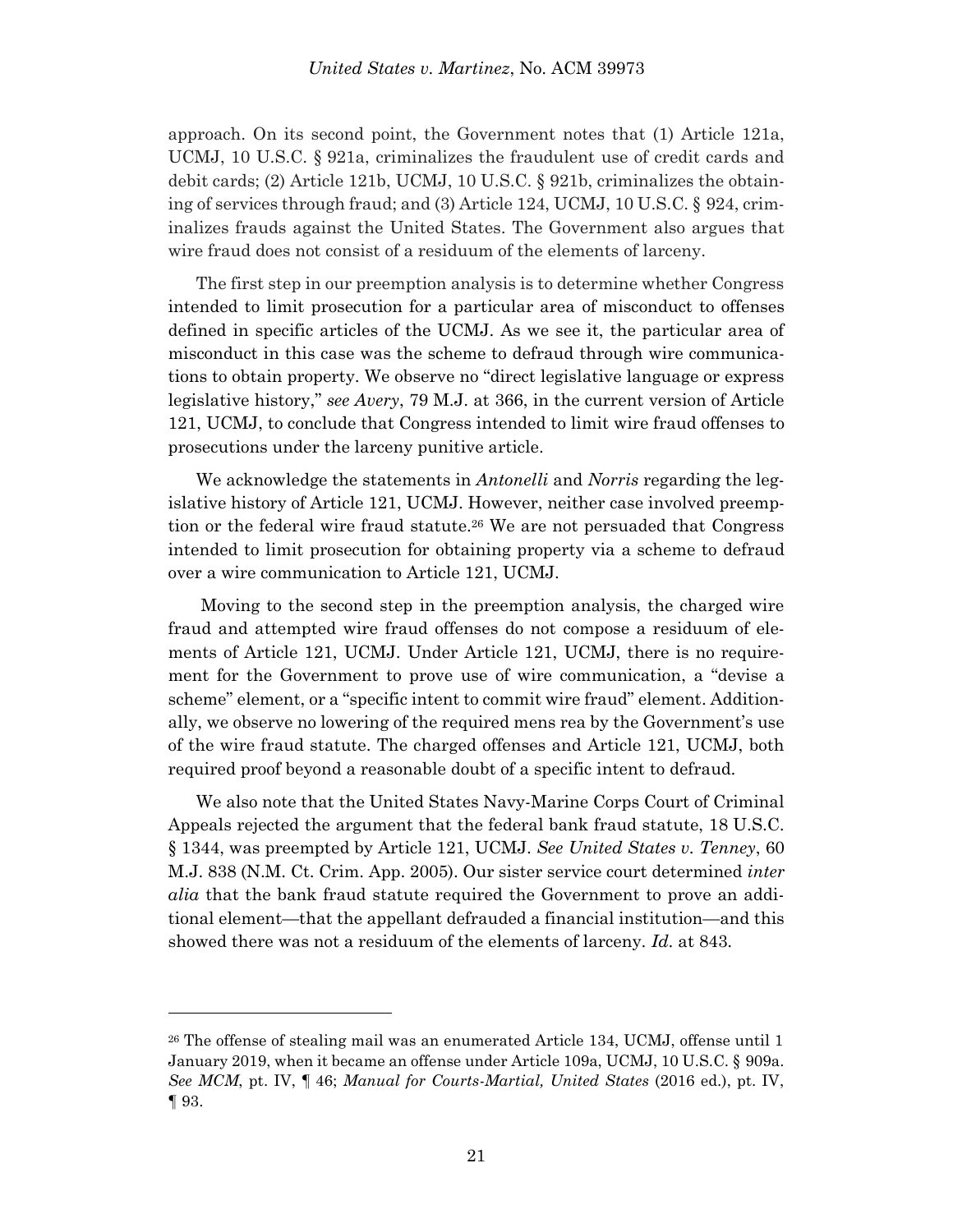approach. On its second point, the Government notes that (1) Article 121a, UCMJ, 10 U.S.C. § 921a, criminalizes the fraudulent use of credit cards and debit cards; (2) Article 121b, UCMJ, 10 U.S.C. § 921b, criminalizes the obtaining of services through fraud; and (3) Article 124, UCMJ, 10 U.S.C. § 924, criminalizes frauds against the United States. The Government also argues that wire fraud does not consist of a residuum of the elements of larceny.

The first step in our preemption analysis is to determine whether Congress intended to limit prosecution for a particular area of misconduct to offenses defined in specific articles of the UCMJ. As we see it, the particular area of misconduct in this case was the scheme to defraud through wire communications to obtain property. We observe no "direct legislative language or express legislative history," *see Avery*, 79 M.J. at 366, in the current version of Article 121, UCMJ, to conclude that Congress intended to limit wire fraud offenses to prosecutions under the larceny punitive article.

We acknowledge the statements in *Antonelli* and *Norris* regarding the legislative history of Article 121, UCMJ. However, neither case involved preemption or the federal wire fraud statute.[26] We are not persuaded that Congress intended to limit prosecution for obtaining property via a scheme to defraud over a wire communication to Article 121, UCMJ.

Moving to the second step in the preemption analysis, the charged wire fraud and attempted wire fraud offenses do not compose a residuum of elements of Article 121, UCMJ. Under Article 121, UCMJ, there is no requirement for the Government to prove use of wire communication, a "devise a scheme" element, or a "specific intent to commit wire fraud" element. Additionally, we observe no lowering of the required mens rea by the Government's use of the wire fraud statute. The charged offenses and Article 121, UCMJ, both required proof beyond a reasonable doubt of a specific intent to defraud.

We also note that the United States Navy-Marine Corps Court of Criminal Appeals rejected the argument that the federal bank fraud statute, 18 U.S.C. § 1344, was preempted by Article 121, UCMJ. *See United States v. Tenney*, 60 M.J. 838 (N.M. Ct. Crim. App. 2005). Our sister service court determined *inter alia* that the bank fraud statute required the Government to prove an additional element—that the appellant defrauded a financial institution—and this showed there was not a residuum of the elements of larceny. *Id.* at 843.

---

[26] The offense of stealing mail was an enumerated Article 134, UCMJ, offense until 1 January 2019, when it became an offense under Article 109a, UCMJ, 10 U.S.C. § 909a. *See MCM*, pt. IV, ¶ 46; *Manual for Courts-Martial, United States* (2016 ed.), pt. IV, ¶ 93.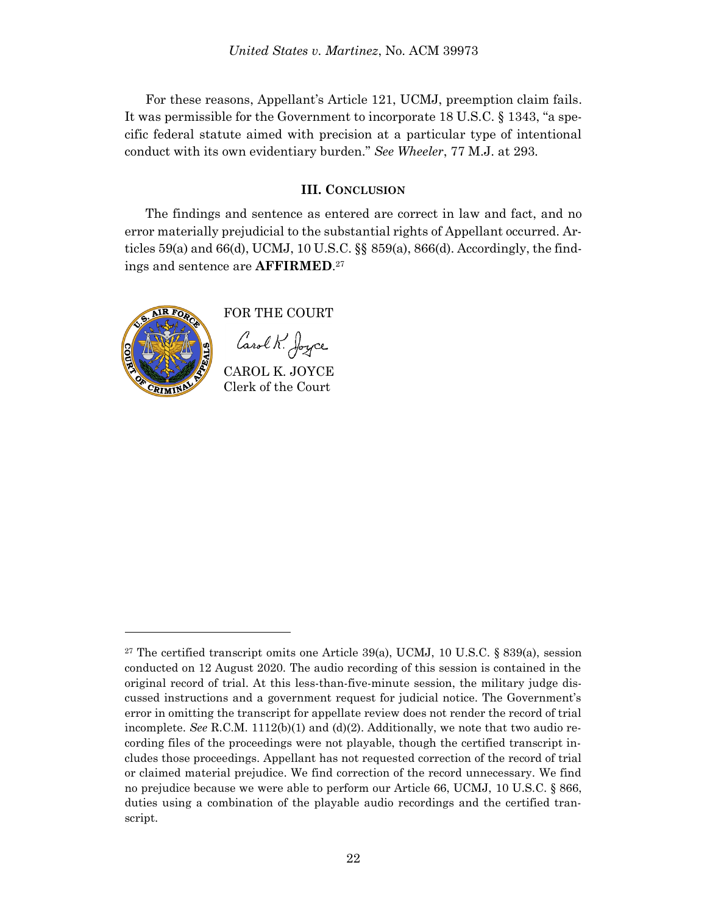For these reasons, Appellant's Article 121, UCMJ, preemption claim fails. It was permissible for the Government to incorporate 18 U.S.C. § 1343, "a specific federal statute aimed with precision at a particular type of intentional conduct with its own evidentiary burden." *See Wheeler*, 77 M.J. at 293.

## III. CONCLUSION

The findings and sentence as entered are correct in law and fact, and no error materially prejudicial to the substantial rights of Appellant occurred. Articles 59(a) and 66(d), UCMJ, 10 U.S.C. §§ 859(a), 866(d). Accordingly, the findings and sentence are **AFFIRMED**.[27]

FOR THE COURT

CAROL K. JOYCE
Clerk of the Court

---

[27] The certified transcript omits one Article 39(a), UCMJ, 10 U.S.C. § 839(a), session conducted on 12 August 2020. The audio recording of this session is contained in the original record of trial. At this less-than-five-minute session, the military judge discussed instructions and a government request for judicial notice. The Government's error in omitting the transcript for appellate review does not render the record of trial incomplete. *See* R.C.M. 1112(b)(1) and (d)(2). Additionally, we note that two audio recording files of the proceedings were not playable, though the certified transcript includes those proceedings. Appellant has not requested correction of the record of trial or claimed material prejudice. We find correction of the record unnecessary. We find no prejudice because we were able to perform our Article 66, UCMJ, 10 U.S.C. § 866, duties using a combination of the playable audio recordings and the certified transcript.